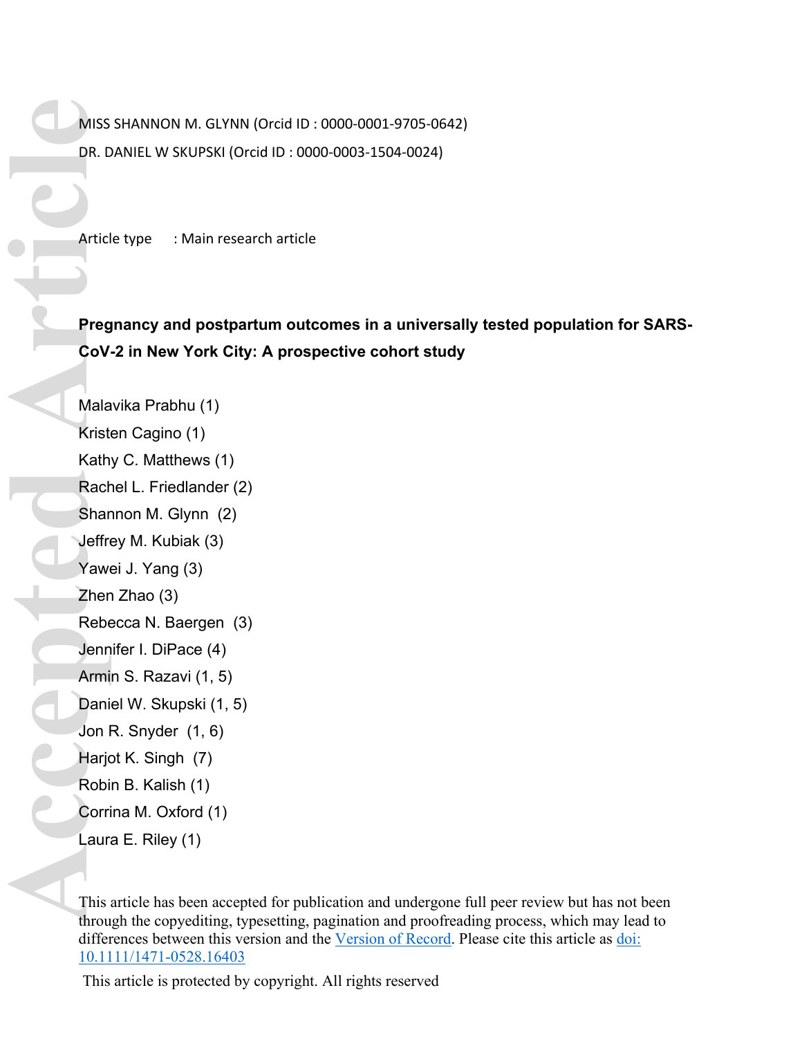MISS SHANNON M. GLYNN (Orcid ID : 0000-0001-9705-0642)

DR. DANIEL W SKUPSKI (Orcid ID : 0000-0003-1504-0024)

Article type : Main research article

# Pregnancy and postpartum outcomes in a universally tested population for SARS-CoV-2 in New York City: A prospective cohort study

Malavika Prabhu (1)

Kristen Cagino (1)

Kathy C. Matthews (1)

Rachel L. Friedlander (2)

Shannon M. Glynn (2)

Jeffrey M. Kubiak (3)

Yawei J. Yang (3)

Zhen Zhao (3)

Rebecca N. Baergen (3)

Jennifer I. DiPace (4)

Armin S. Razavi (1, 5)

Daniel W. Skupski (1, 5)

Jon R. Snyder (1, 6)

Harjot K. Singh (7)

Robin B. Kalish (1)

Corrina M. Oxford (1)

Laura E. Riley (1)

This article has been accepted for publication and undergone full peer review but has not been through the copyediting, typesetting, pagination and proofreading process, which may lead to differences between this version and the Version of Record. Please cite this article as doi: 10.1111/1471-0528.16403

This article is protected by copyright. All rights reserved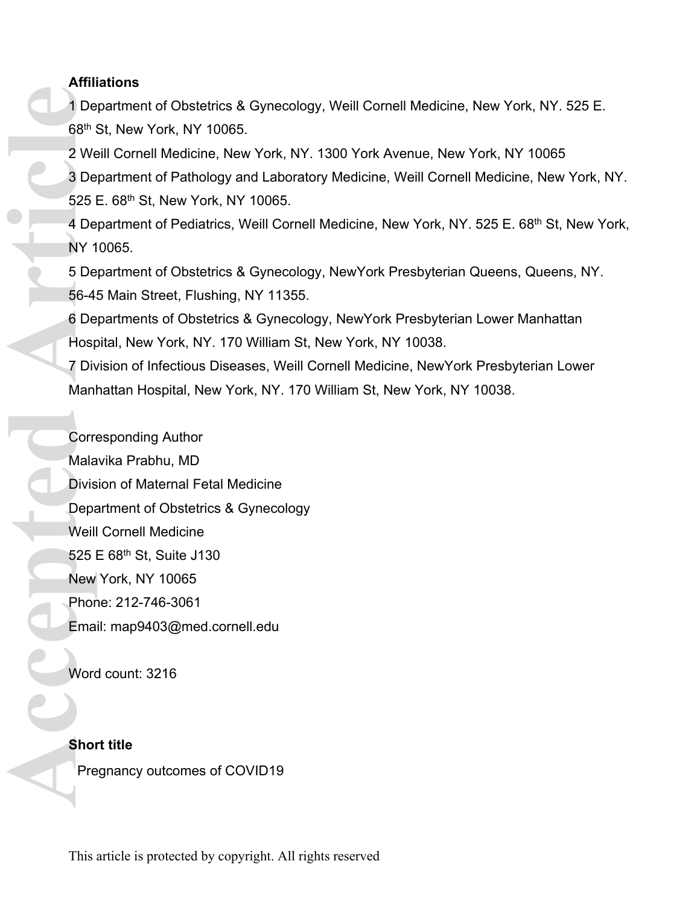**Affiliations**

1 Department of Obstetrics & Gynecology, Weill Cornell Medicine, New York, NY. 525 E. 68th St, New York, NY 10065.

2 Weill Cornell Medicine, New York, NY. 1300 York Avenue, New York, NY 10065

3 Department of Pathology and Laboratory Medicine, Weill Cornell Medicine, New York, NY. 525 E. 68th St, New York, NY 10065.

4 Department of Pediatrics, Weill Cornell Medicine, New York, NY. 525 E. 68th St, New York, NY 10065.

5 Department of Obstetrics & Gynecology, NewYork Presbyterian Queens, Queens, NY. 56-45 Main Street, Flushing, NY 11355.

6 Departments of Obstetrics & Gynecology, NewYork Presbyterian Lower Manhattan Hospital, New York, NY. 170 William St, New York, NY 10038.

7 Division of Infectious Diseases, Weill Cornell Medicine, NewYork Presbyterian Lower Manhattan Hospital, New York, NY. 170 William St, New York, NY 10038.

Corresponding Author
Malavika Prabhu, MD
Division of Maternal Fetal Medicine
Department of Obstetrics & Gynecology
Weill Cornell Medicine
525 E 68th St, Suite J130
New York, NY 10065
Phone: 212-746-3061
Email: map9403@med.cornell.edu

Word count: 3216

**Short title**

Pregnancy outcomes of COVID19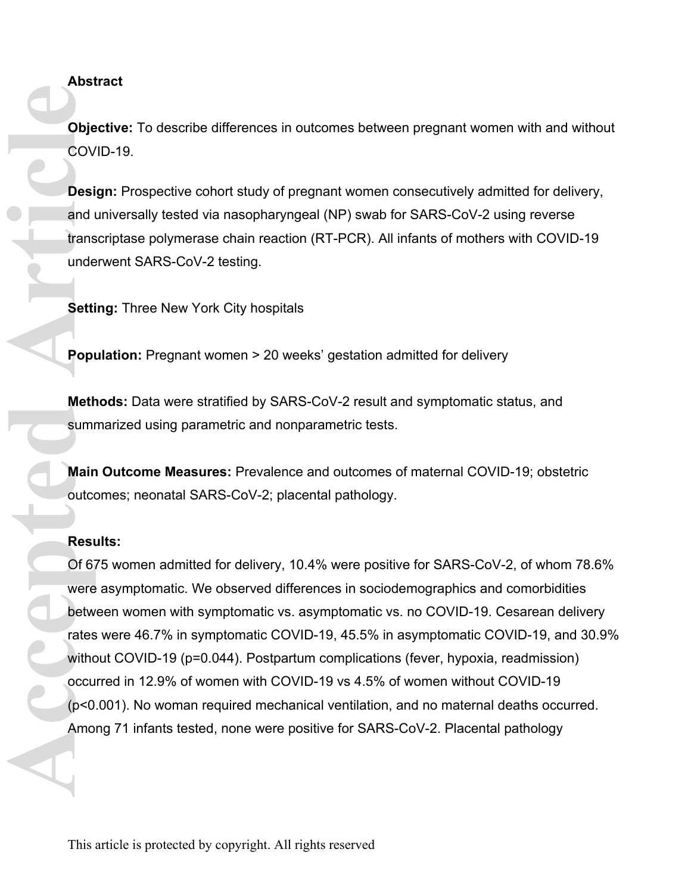## Abstract

**Objective:** To describe differences in outcomes between pregnant women with and without COVID-19.

**Design:** Prospective cohort study of pregnant women consecutively admitted for delivery, and universally tested via nasopharyngeal (NP) swab for SARS-CoV-2 using reverse transcriptase polymerase chain reaction (RT-PCR). All infants of mothers with COVID-19 underwent SARS-CoV-2 testing.

**Setting:** Three New York City hospitals

**Population:** Pregnant women > 20 weeks' gestation admitted for delivery

**Methods:** Data were stratified by SARS-CoV-2 result and symptomatic status, and summarized using parametric and nonparametric tests.

**Main Outcome Measures:** Prevalence and outcomes of maternal COVID-19; obstetric outcomes; neonatal SARS-CoV-2; placental pathology.

**Results:**

Of 675 women admitted for delivery, 10.4% were positive for SARS-CoV-2, of whom 78.6% were asymptomatic. We observed differences in sociodemographics and comorbidities between women with symptomatic vs. asymptomatic vs. no COVID-19. Cesarean delivery rates were 46.7% in symptomatic COVID-19, 45.5% in asymptomatic COVID-19, and 30.9% without COVID-19 ($p=0.044$). Postpartum complications (fever, hypoxia, readmission) occurred in 12.9% of women with COVID-19 vs 4.5% of women without COVID-19 ($p<0.001$). No woman required mechanical ventilation, and no maternal deaths occurred. Among 71 infants tested, none were positive for SARS-CoV-2. Placental pathology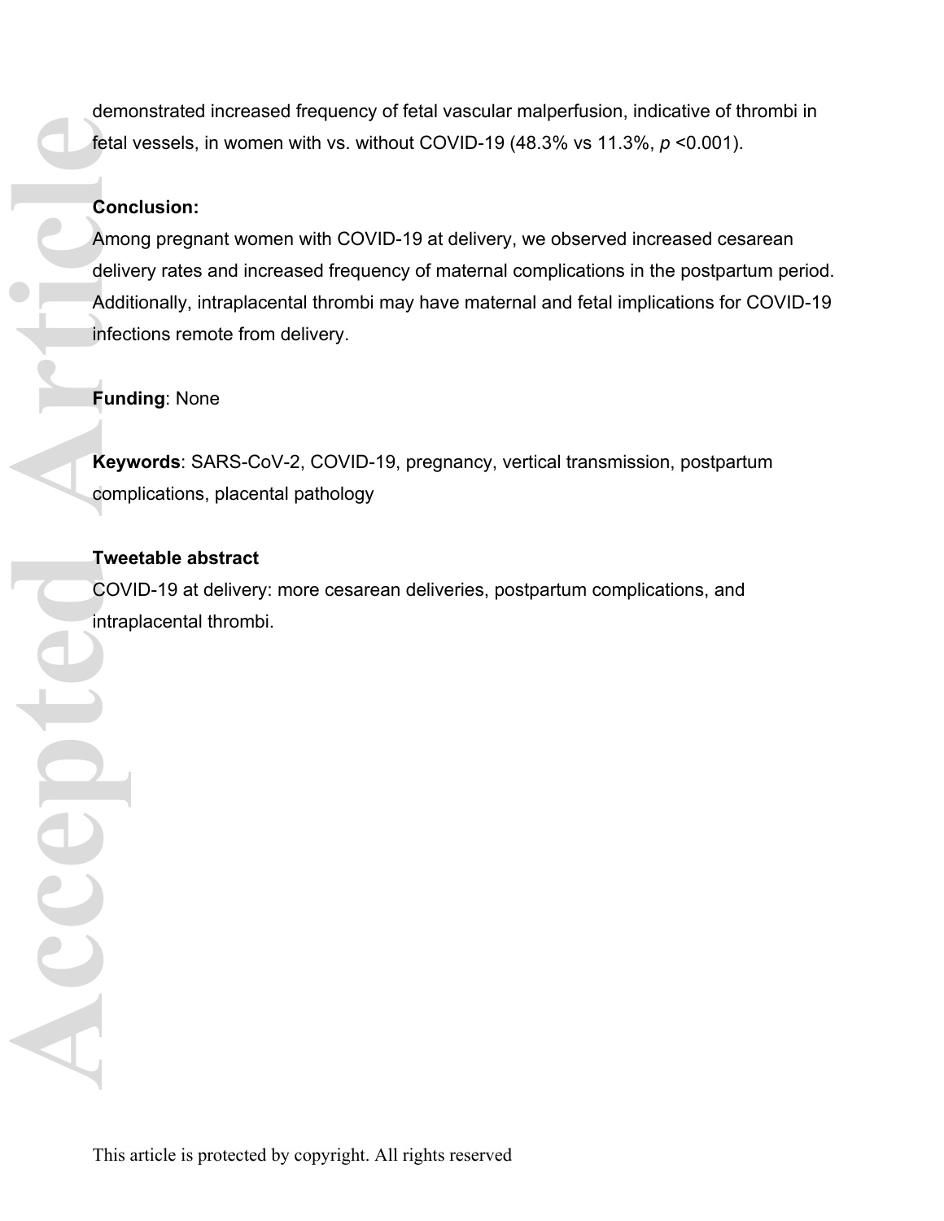demonstrated increased frequency of fetal vascular malperfusion, indicative of thrombi in fetal vessels, in women with vs. without COVID-19 (48.3% vs 11.3%, $p < 0.001$).

**Conclusion:**

Among pregnant women with COVID-19 at delivery, we observed increased cesarean delivery rates and increased frequency of maternal complications in the postpartum period. Additionally, intraplacental thrombi may have maternal and fetal implications for COVID-19 infections remote from delivery.

**Funding**: None

**Keywords**: SARS-CoV-2, COVID-19, pregnancy, vertical transmission, postpartum complications, placental pathology

**Tweetable abstract**

COVID-19 at delivery: more cesarean deliveries, postpartum complications, and intraplacental thrombi.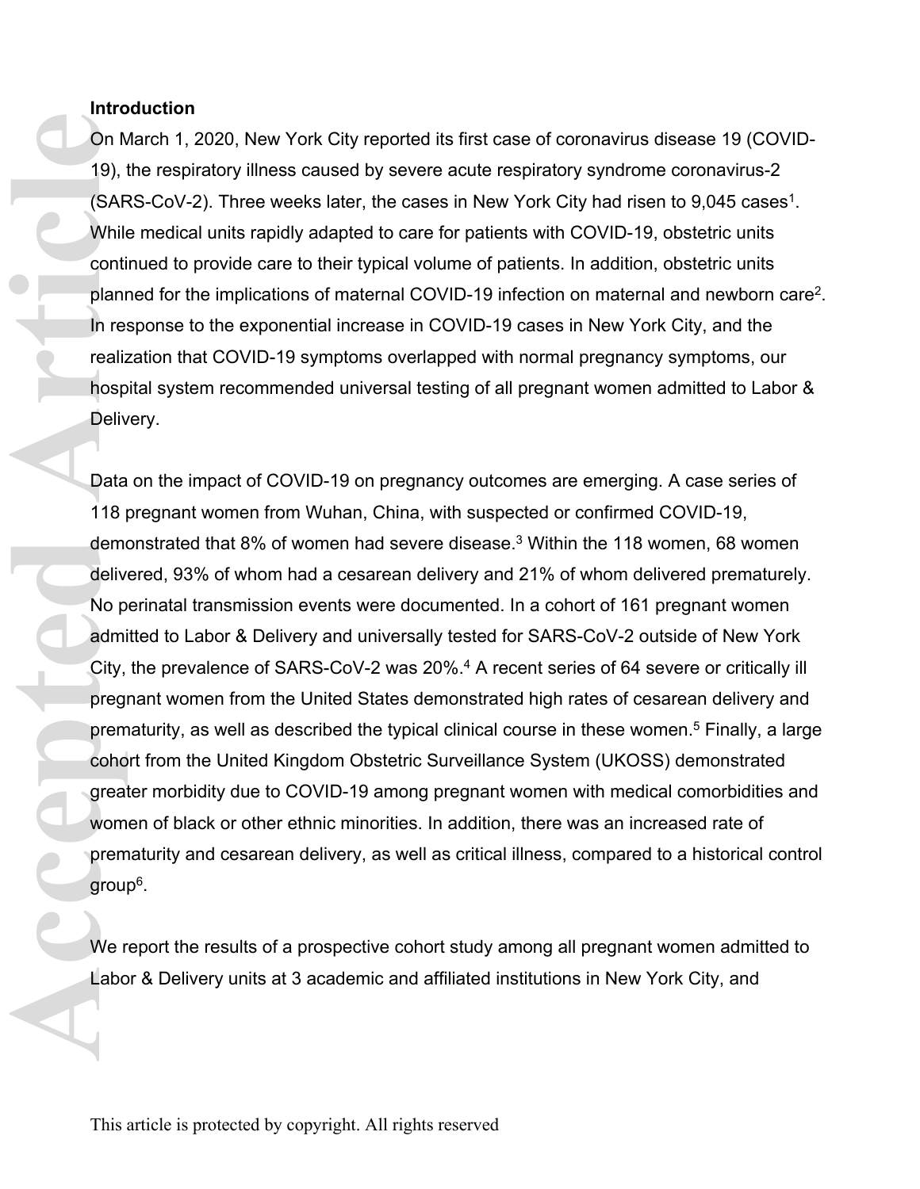## Introduction

On March 1, 2020, New York City reported its first case of coronavirus disease 19 (COVID-19), the respiratory illness caused by severe acute respiratory syndrome coronavirus-2 (SARS-CoV-2). Three weeks later, the cases in New York City had risen to 9,045 cases[1]. While medical units rapidly adapted to care for patients with COVID-19, obstetric units continued to provide care to their typical volume of patients. In addition, obstetric units planned for the implications of maternal COVID-19 infection on maternal and newborn care[2]. In response to the exponential increase in COVID-19 cases in New York City, and the realization that COVID-19 symptoms overlapped with normal pregnancy symptoms, our hospital system recommended universal testing of all pregnant women admitted to Labor & Delivery.

Data on the impact of COVID-19 on pregnancy outcomes are emerging. A case series of 118 pregnant women from Wuhan, China, with suspected or confirmed COVID-19, demonstrated that 8% of women had severe disease.[3] Within the 118 women, 68 women delivered, 93% of whom had a cesarean delivery and 21% of whom delivered prematurely. No perinatal transmission events were documented. In a cohort of 161 pregnant women admitted to Labor & Delivery and universally tested for SARS-CoV-2 outside of New York City, the prevalence of SARS-CoV-2 was 20%.[4] A recent series of 64 severe or critically ill pregnant women from the United States demonstrated high rates of cesarean delivery and prematurity, as well as described the typical clinical course in these women.[5] Finally, a large cohort from the United Kingdom Obstetric Surveillance System (UKOSS) demonstrated greater morbidity due to COVID-19 among pregnant women with medical comorbidities and women of black or other ethnic minorities. In addition, there was an increased rate of prematurity and cesarean delivery, as well as critical illness, compared to a historical control group[6].

We report the results of a prospective cohort study among all pregnant women admitted to Labor & Delivery units at 3 academic and affiliated institutions in New York City, and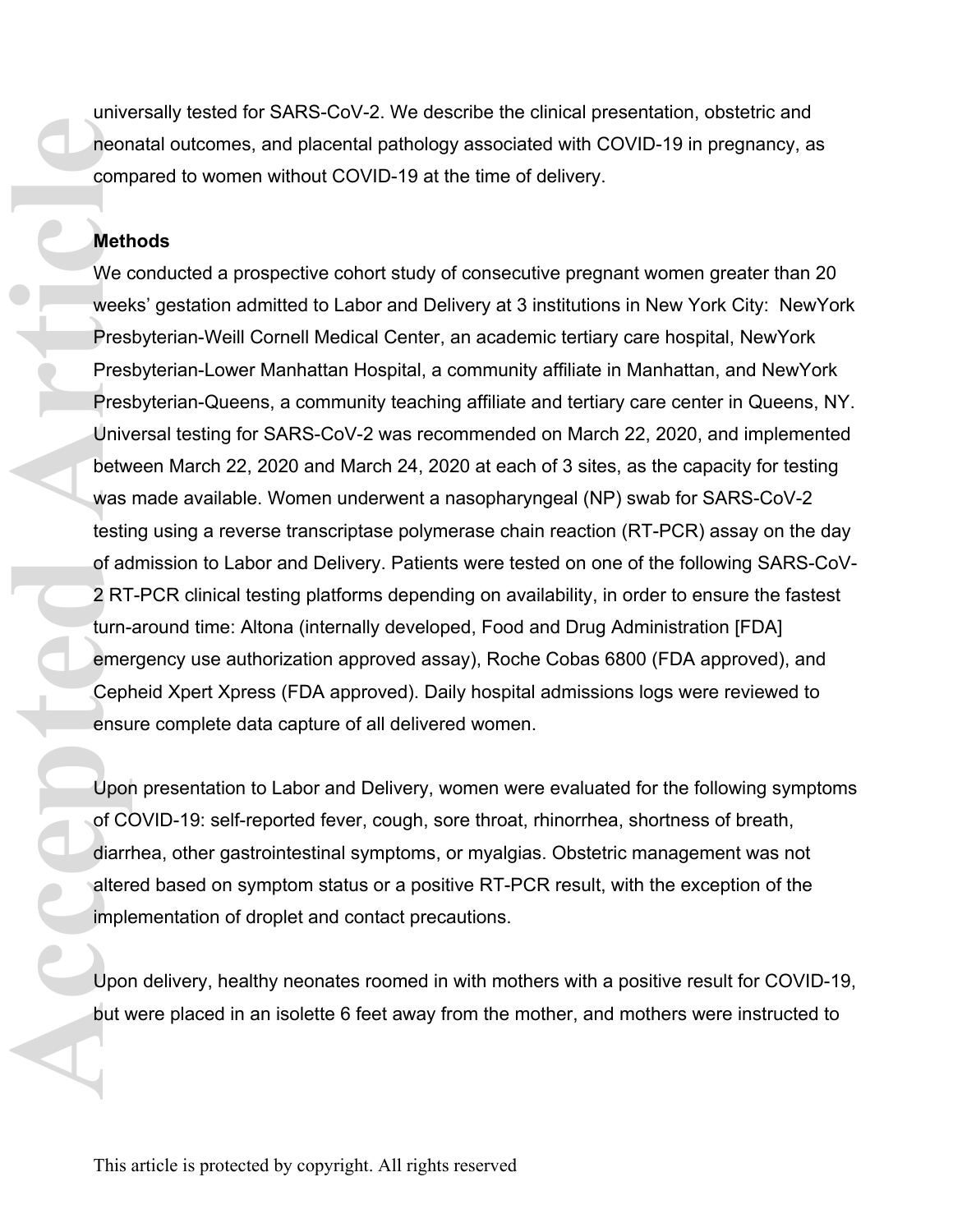universally tested for SARS-CoV-2. We describe the clinical presentation, obstetric and neonatal outcomes, and placental pathology associated with COVID-19 in pregnancy, as compared to women without COVID-19 at the time of delivery.

## Methods

We conducted a prospective cohort study of consecutive pregnant women greater than 20 weeks' gestation admitted to Labor and Delivery at 3 institutions in New York City: NewYork Presbyterian-Weill Cornell Medical Center, an academic tertiary care hospital, NewYork Presbyterian-Lower Manhattan Hospital, a community affiliate in Manhattan, and NewYork Presbyterian-Queens, a community teaching affiliate and tertiary care center in Queens, NY. Universal testing for SARS-CoV-2 was recommended on March 22, 2020, and implemented between March 22, 2020 and March 24, 2020 at each of 3 sites, as the capacity for testing was made available. Women underwent a nasopharyngeal (NP) swab for SARS-CoV-2 testing using a reverse transcriptase polymerase chain reaction (RT-PCR) assay on the day of admission to Labor and Delivery. Patients were tested on one of the following SARS-CoV-2 RT-PCR clinical testing platforms depending on availability, in order to ensure the fastest turn-around time: Altona (internally developed, Food and Drug Administration [FDA] emergency use authorization approved assay), Roche Cobas 6800 (FDA approved), and Cepheid Xpert Xpress (FDA approved). Daily hospital admissions logs were reviewed to ensure complete data capture of all delivered women.

Upon presentation to Labor and Delivery, women were evaluated for the following symptoms of COVID-19: self-reported fever, cough, sore throat, rhinorrhea, shortness of breath, diarrhea, other gastrointestinal symptoms, or myalgias. Obstetric management was not altered based on symptom status or a positive RT-PCR result, with the exception of the implementation of droplet and contact precautions.

Upon delivery, healthy neonates roomed in with mothers with a positive result for COVID-19, but were placed in an isolette 6 feet away from the mother, and mothers were instructed to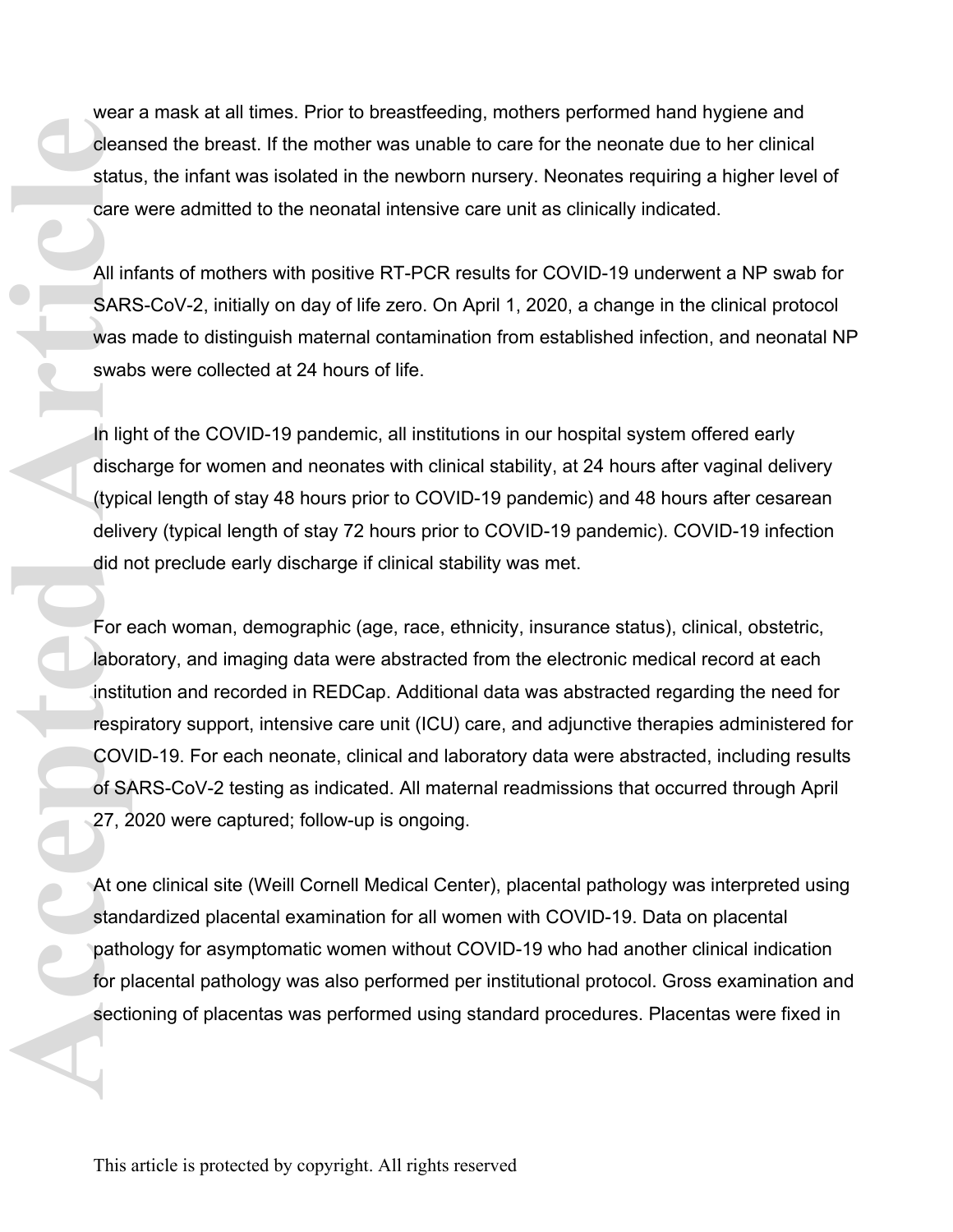wear a mask at all times. Prior to breastfeeding, mothers performed hand hygiene and cleansed the breast. If the mother was unable to care for the neonate due to her clinical status, the infant was isolated in the newborn nursery. Neonates requiring a higher level of care were admitted to the neonatal intensive care unit as clinically indicated.

All infants of mothers with positive RT-PCR results for COVID-19 underwent a NP swab for SARS-CoV-2, initially on day of life zero. On April 1, 2020, a change in the clinical protocol was made to distinguish maternal contamination from established infection, and neonatal NP swabs were collected at 24 hours of life.

In light of the COVID-19 pandemic, all institutions in our hospital system offered early discharge for women and neonates with clinical stability, at 24 hours after vaginal delivery (typical length of stay 48 hours prior to COVID-19 pandemic) and 48 hours after cesarean delivery (typical length of stay 72 hours prior to COVID-19 pandemic). COVID-19 infection did not preclude early discharge if clinical stability was met.

For each woman, demographic (age, race, ethnicity, insurance status), clinical, obstetric, laboratory, and imaging data were abstracted from the electronic medical record at each institution and recorded in REDCap. Additional data was abstracted regarding the need for respiratory support, intensive care unit (ICU) care, and adjunctive therapies administered for COVID-19. For each neonate, clinical and laboratory data were abstracted, including results of SARS-CoV-2 testing as indicated. All maternal readmissions that occurred through April 27, 2020 were captured; follow-up is ongoing.

At one clinical site (Weill Cornell Medical Center), placental pathology was interpreted using standardized placental examination for all women with COVID-19. Data on placental pathology for asymptomatic women without COVID-19 who had another clinical indication for placental pathology was also performed per institutional protocol. Gross examination and sectioning of placentas was performed using standard procedures. Placentas were fixed in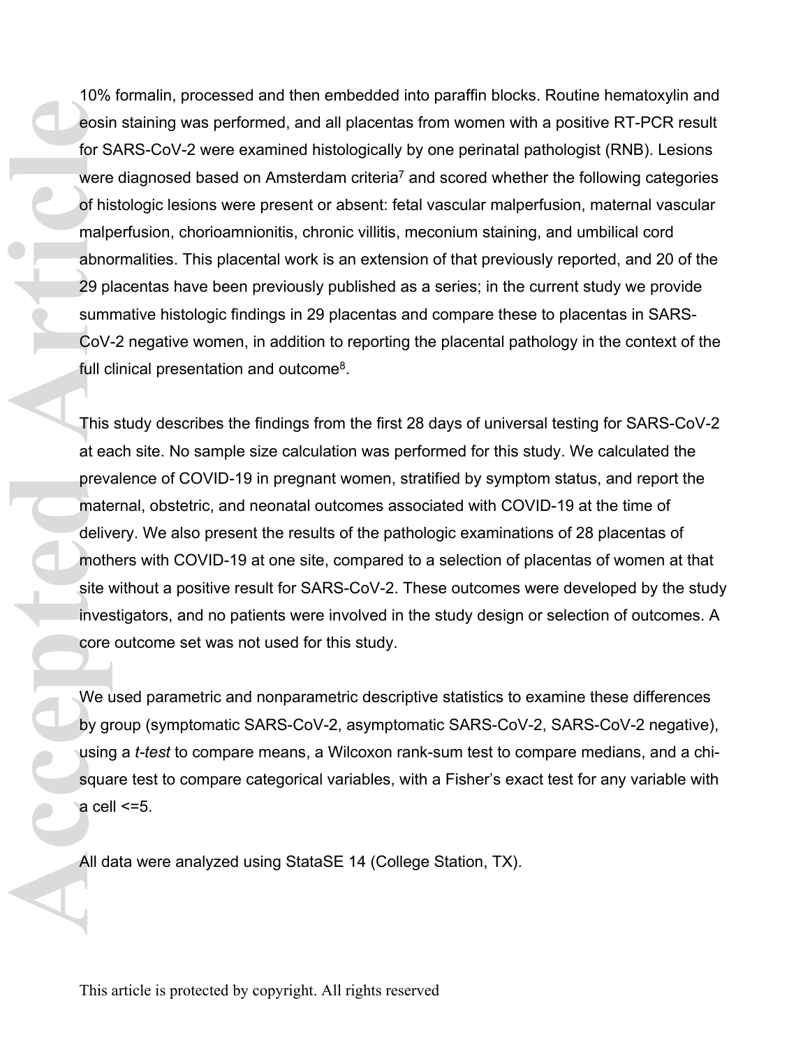10% formalin, processed and then embedded into paraffin blocks. Routine hematoxylin and eosin staining was performed, and all placentas from women with a positive RT-PCR result for SARS-CoV-2 were examined histologically by one perinatal pathologist (RNB). Lesions were diagnosed based on Amsterdam criteria[7] and scored whether the following categories of histologic lesions were present or absent: fetal vascular malperfusion, maternal vascular malperfusion, chorioamnionitis, chronic villitis, meconium staining, and umbilical cord abnormalities. This placental work is an extension of that previously reported, and 20 of the 29 placentas have been previously published as a series; in the current study we provide summative histologic findings in 29 placentas and compare these to placentas in SARS-CoV-2 negative women, in addition to reporting the placental pathology in the context of the full clinical presentation and outcome[8].

This study describes the findings from the first 28 days of universal testing for SARS-CoV-2 at each site. No sample size calculation was performed for this study. We calculated the prevalence of COVID-19 in pregnant women, stratified by symptom status, and report the maternal, obstetric, and neonatal outcomes associated with COVID-19 at the time of delivery. We also present the results of the pathologic examinations of 28 placentas of mothers with COVID-19 at one site, compared to a selection of placentas of women at that site without a positive result for SARS-CoV-2. These outcomes were developed by the study investigators, and no patients were involved in the study design or selection of outcomes. A core outcome set was not used for this study.

We used parametric and nonparametric descriptive statistics to examine these differences by group (symptomatic SARS-CoV-2, asymptomatic SARS-CoV-2, SARS-CoV-2 negative), using a *t-test* to compare means, a Wilcoxon rank-sum test to compare medians, and a chi-square test to compare categorical variables, with a Fisher's exact test for any variable with a cell <=5.

All data were analyzed using StataSE 14 (College Station, TX).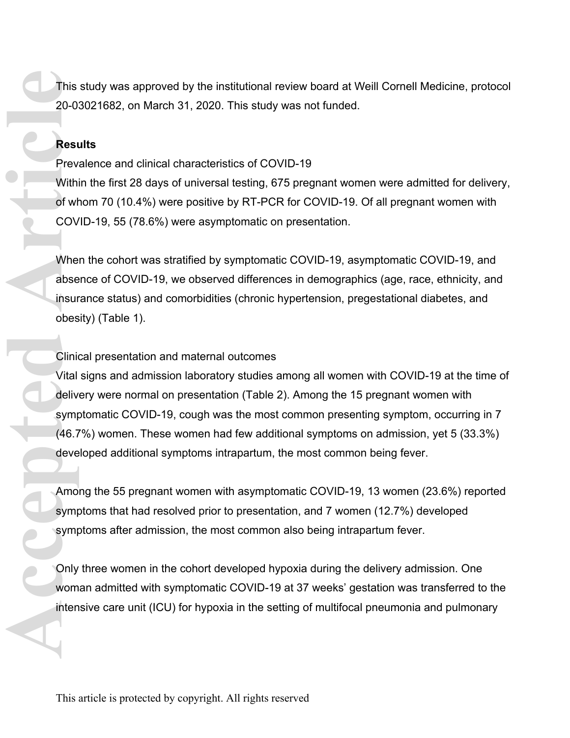This study was approved by the institutional review board at Weill Cornell Medicine, protocol 20-03021682, on March 31, 2020. This study was not funded.

## Results

### Prevalence and clinical characteristics of COVID-19

Within the first 28 days of universal testing, 675 pregnant women were admitted for delivery, of whom 70 (10.4%) were positive by RT-PCR for COVID-19. Of all pregnant women with COVID-19, 55 (78.6%) were asymptomatic on presentation.

When the cohort was stratified by symptomatic COVID-19, asymptomatic COVID-19, and absence of COVID-19, we observed differences in demographics (age, race, ethnicity, and insurance status) and comorbidities (chronic hypertension, pregestational diabetes, and obesity) (Table 1).

### Clinical presentation and maternal outcomes

Vital signs and admission laboratory studies among all women with COVID-19 at the time of delivery were normal on presentation (Table 2). Among the 15 pregnant women with symptomatic COVID-19, cough was the most common presenting symptom, occurring in 7 (46.7%) women. These women had few additional symptoms on admission, yet 5 (33.3%) developed additional symptoms intrapartum, the most common being fever.

Among the 55 pregnant women with asymptomatic COVID-19, 13 women (23.6%) reported symptoms that had resolved prior to presentation, and 7 women (12.7%) developed symptoms after admission, the most common also being intrapartum fever.

Only three women in the cohort developed hypoxia during the delivery admission. One woman admitted with symptomatic COVID-19 at 37 weeks' gestation was transferred to the intensive care unit (ICU) for hypoxia in the setting of multifocal pneumonia and pulmonary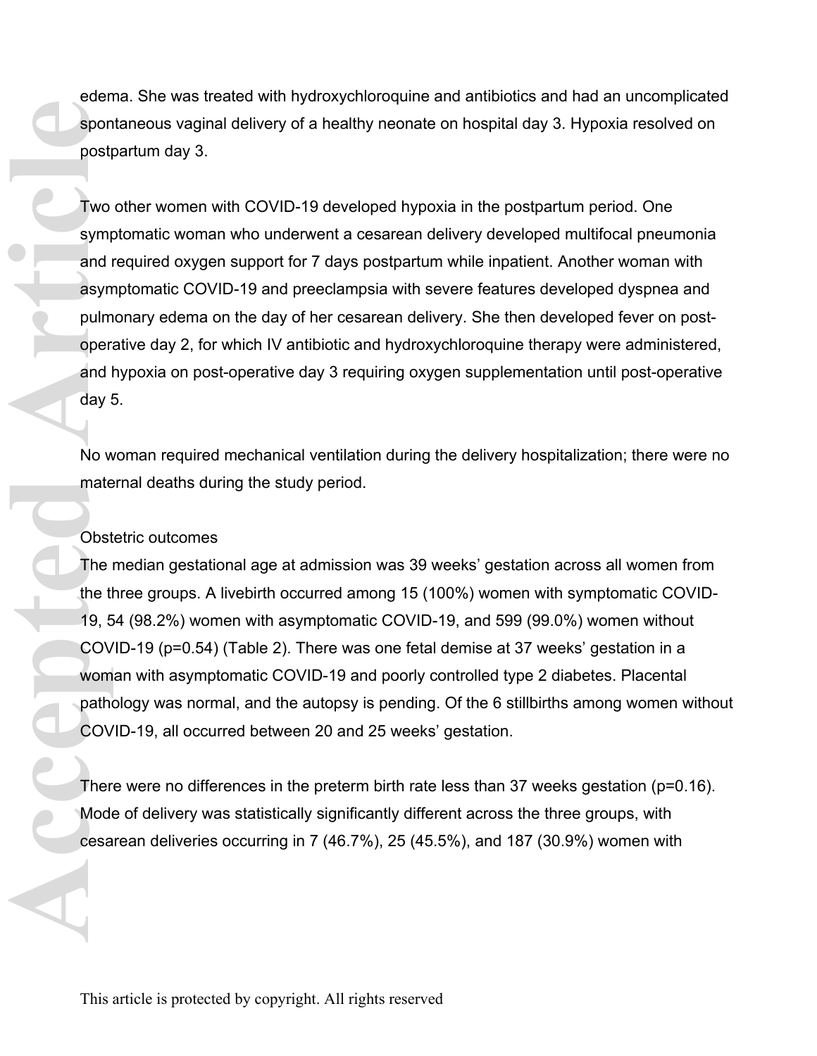edema. She was treated with hydroxychloroquine and antibiotics and had an uncomplicated spontaneous vaginal delivery of a healthy neonate on hospital day 3. Hypoxia resolved on postpartum day 3.

Two other women with COVID-19 developed hypoxia in the postpartum period. One symptomatic woman who underwent a cesarean delivery developed multifocal pneumonia and required oxygen support for 7 days postpartum while inpatient. Another woman with asymptomatic COVID-19 and preeclampsia with severe features developed dyspnea and pulmonary edema on the day of her cesarean delivery. She then developed fever on post-operative day 2, for which IV antibiotic and hydroxychloroquine therapy were administered, and hypoxia on post-operative day 3 requiring oxygen supplementation until post-operative day 5.

No woman required mechanical ventilation during the delivery hospitalization; there were no maternal deaths during the study period.

### Obstetric outcomes

The median gestational age at admission was 39 weeks' gestation across all women from the three groups. A livebirth occurred among 15 (100%) women with symptomatic COVID-19, 54 (98.2%) women with asymptomatic COVID-19, and 599 (99.0%) women without COVID-19 (p=0.54) (Table 2). There was one fetal demise at 37 weeks' gestation in a woman with asymptomatic COVID-19 and poorly controlled type 2 diabetes. Placental pathology was normal, and the autopsy is pending. Of the 6 stillbirths among women without COVID-19, all occurred between 20 and 25 weeks' gestation.

There were no differences in the preterm birth rate less than 37 weeks gestation (p=0.16). Mode of delivery was statistically significantly different across the three groups, with cesarean deliveries occurring in 7 (46.7%), 25 (45.5%), and 187 (30.9%) women with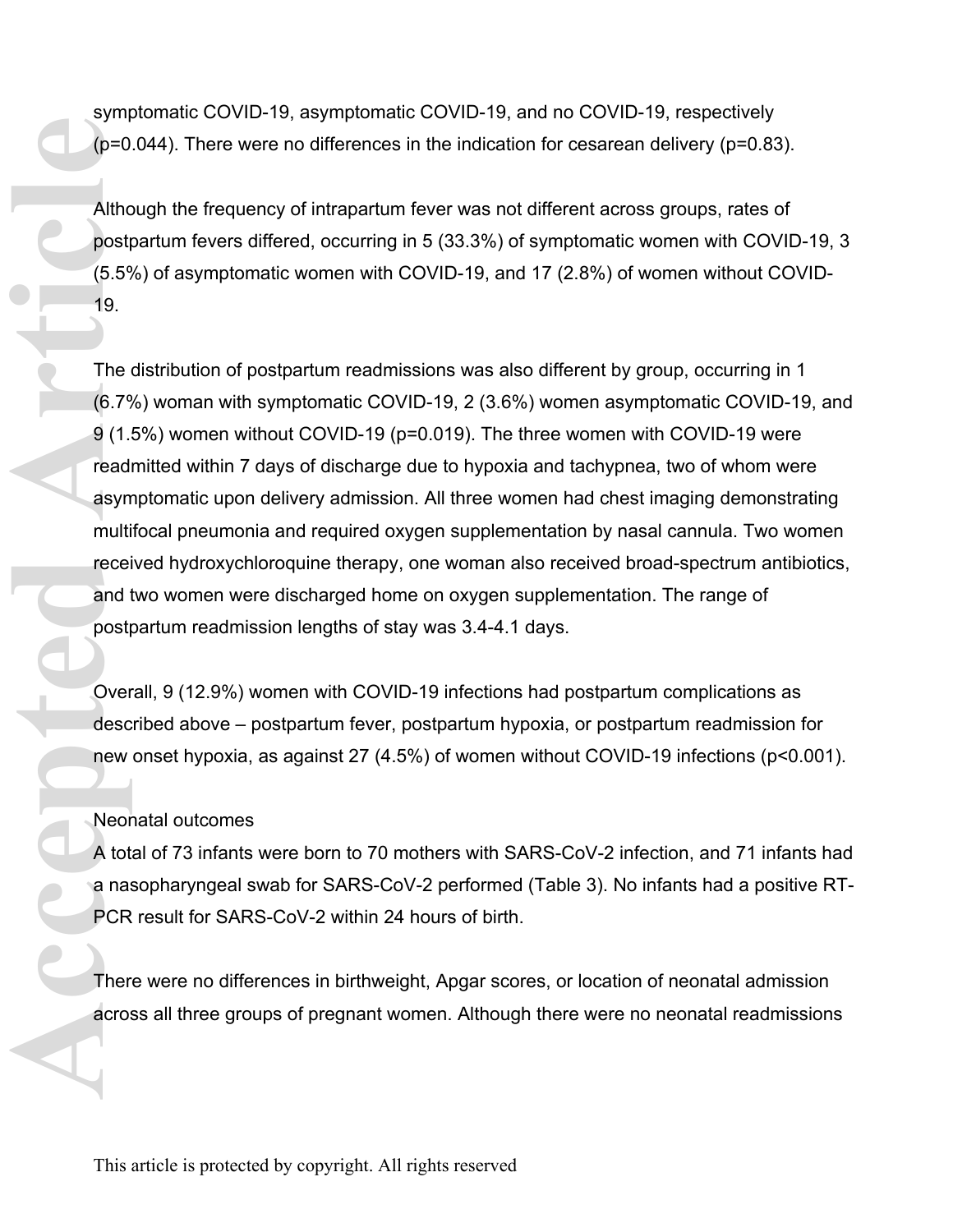symptomatic COVID-19, asymptomatic COVID-19, and no COVID-19, respectively (p=0.044). There were no differences in the indication for cesarean delivery (p=0.83).

Although the frequency of intrapartum fever was not different across groups, rates of postpartum fevers differed, occurring in 5 (33.3%) of symptomatic women with COVID-19, 3 (5.5%) of asymptomatic women with COVID-19, and 17 (2.8%) of women without COVID-19.

The distribution of postpartum readmissions was also different by group, occurring in 1 (6.7%) woman with symptomatic COVID-19, 2 (3.6%) women asymptomatic COVID-19, and 9 (1.5%) women without COVID-19 (p=0.019). The three women with COVID-19 were readmitted within 7 days of discharge due to hypoxia and tachypnea, two of whom were asymptomatic upon delivery admission. All three women had chest imaging demonstrating multifocal pneumonia and required oxygen supplementation by nasal cannula. Two women received hydroxychloroquine therapy, one woman also received broad-spectrum antibiotics, and two women were discharged home on oxygen supplementation. The range of postpartum readmission lengths of stay was 3.4-4.1 days.

Overall, 9 (12.9%) women with COVID-19 infections had postpartum complications as described above – postpartum fever, postpartum hypoxia, or postpartum readmission for new onset hypoxia, as against 27 (4.5%) of women without COVID-19 infections (p<0.001).

## Neonatal outcomes

A total of 73 infants were born to 70 mothers with SARS-CoV-2 infection, and 71 infants had a nasopharyngeal swab for SARS-CoV-2 performed (Table 3). No infants had a positive RT-PCR result for SARS-CoV-2 within 24 hours of birth.

There were no differences in birthweight, Apgar scores, or location of neonatal admission across all three groups of pregnant women. Although there were no neonatal readmissions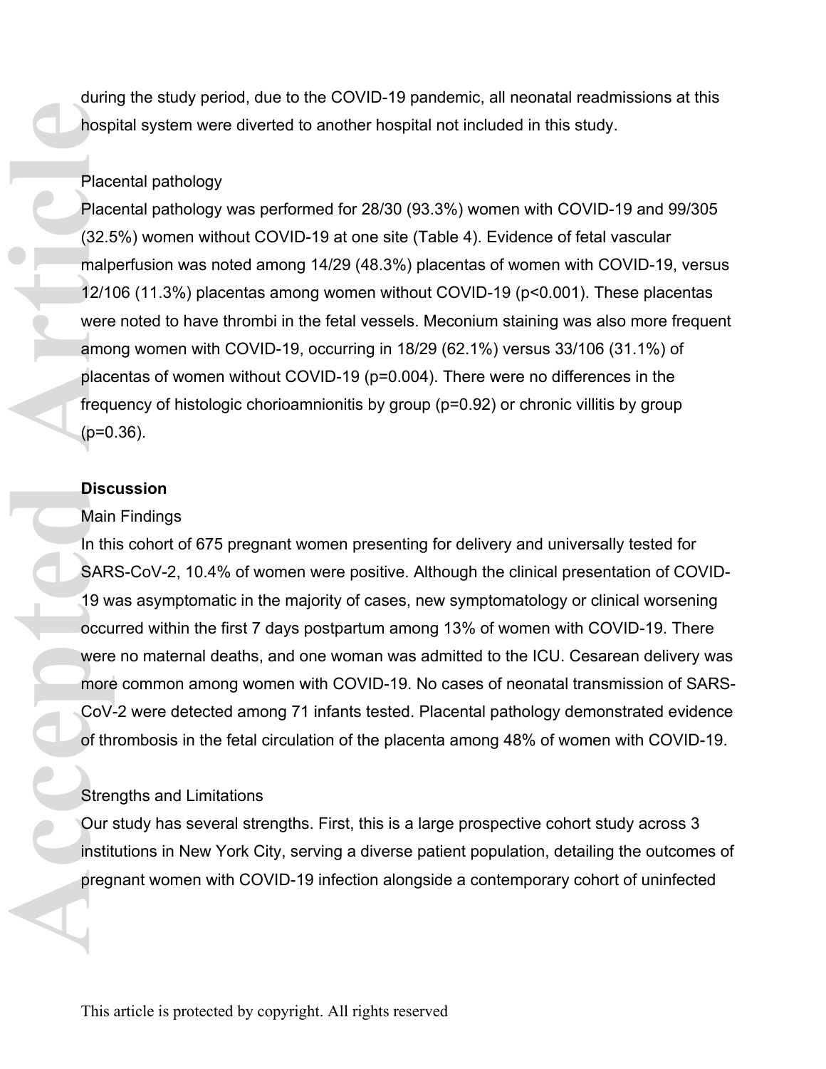during the study period, due to the COVID-19 pandemic, all neonatal readmissions at this hospital system were diverted to another hospital not included in this study.

Placental pathology

Placental pathology was performed for 28/30 (93.3%) women with COVID-19 and 99/305 (32.5%) women without COVID-19 at one site (Table 4). Evidence of fetal vascular malperfusion was noted among 14/29 (48.3%) placentas of women with COVID-19, versus 12/106 (11.3%) placentas among women without COVID-19 ($p<0.001$). These placentas were noted to have thrombi in the fetal vessels. Meconium staining was also more frequent among women with COVID-19, occurring in 18/29 (62.1%) versus 33/106 (31.1%) of placentas of women without COVID-19 ($p=0.004$). There were no differences in the frequency of histologic chorioamnionitis by group ($p=0.92$) or chronic villitis by group ($p=0.36$).

## Discussion

Main Findings

In this cohort of 675 pregnant women presenting for delivery and universally tested for SARS-CoV-2, 10.4% of women were positive. Although the clinical presentation of COVID-19 was asymptomatic in the majority of cases, new symptomatology or clinical worsening occurred within the first 7 days postpartum among 13% of women with COVID-19. There were no maternal deaths, and one woman was admitted to the ICU. Cesarean delivery was more common among women with COVID-19. No cases of neonatal transmission of SARS-CoV-2 were detected among 71 infants tested. Placental pathology demonstrated evidence of thrombosis in the fetal circulation of the placenta among 48% of women with COVID-19.

Strengths and Limitations

Our study has several strengths. First, this is a large prospective cohort study across 3 institutions in New York City, serving a diverse patient population, detailing the outcomes of pregnant women with COVID-19 infection alongside a contemporary cohort of uninfected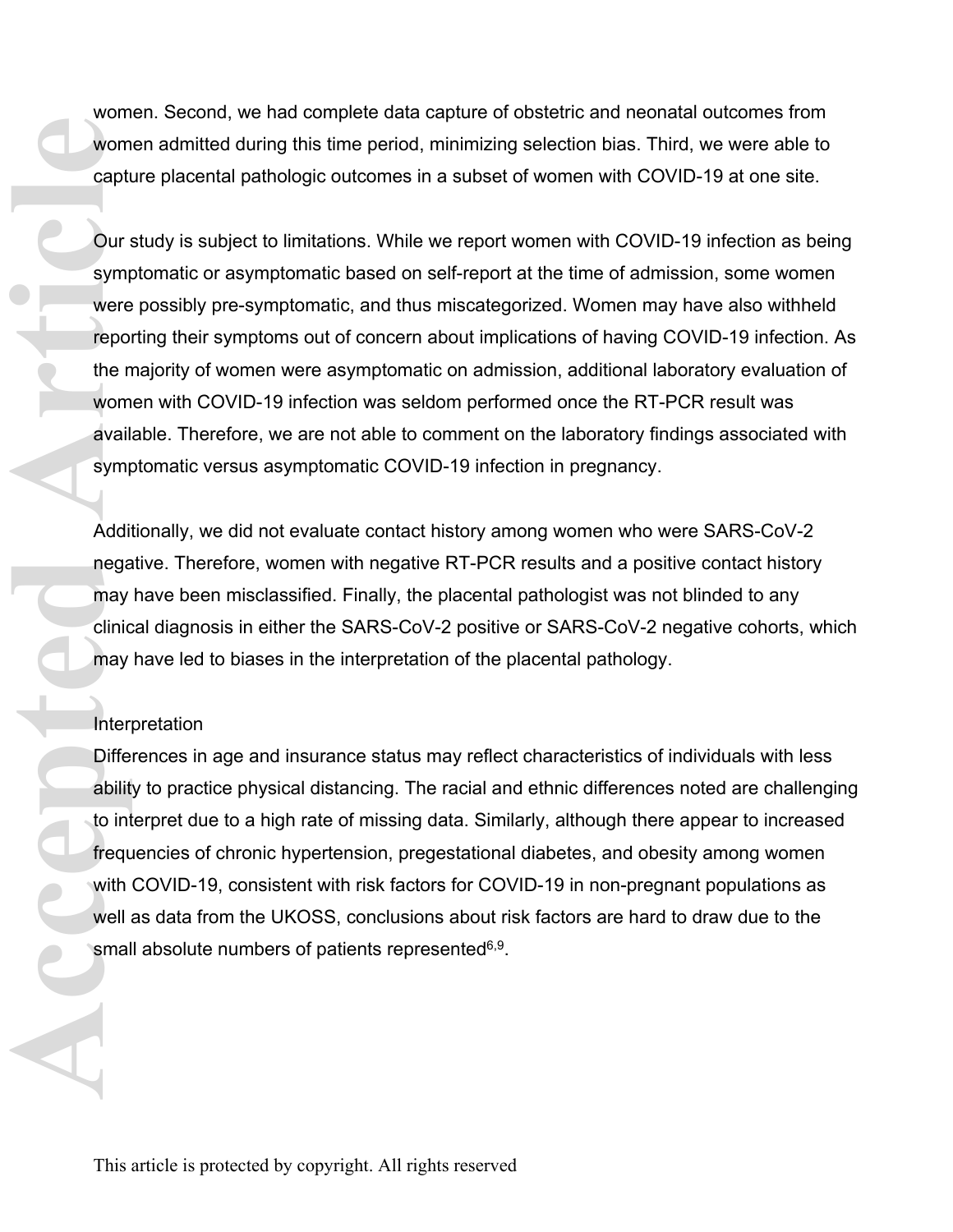women. Second, we had complete data capture of obstetric and neonatal outcomes from women admitted during this time period, minimizing selection bias. Third, we were able to capture placental pathologic outcomes in a subset of women with COVID-19 at one site.

Our study is subject to limitations. While we report women with COVID-19 infection as being symptomatic or asymptomatic based on self-report at the time of admission, some women were possibly pre-symptomatic, and thus miscategorized. Women may have also withheld reporting their symptoms out of concern about implications of having COVID-19 infection. As the majority of women were asymptomatic on admission, additional laboratory evaluation of women with COVID-19 infection was seldom performed once the RT-PCR result was available. Therefore, we are not able to comment on the laboratory findings associated with symptomatic versus asymptomatic COVID-19 infection in pregnancy.

Additionally, we did not evaluate contact history among women who were SARS-CoV-2 negative. Therefore, women with negative RT-PCR results and a positive contact history may have been misclassified. Finally, the placental pathologist was not blinded to any clinical diagnosis in either the SARS-CoV-2 positive or SARS-CoV-2 negative cohorts, which may have led to biases in the interpretation of the placental pathology.

Interpretation

Differences in age and insurance status may reflect characteristics of individuals with less ability to practice physical distancing. The racial and ethnic differences noted are challenging to interpret due to a high rate of missing data. Similarly, although there appear to increased frequencies of chronic hypertension, pregestational diabetes, and obesity among women with COVID-19, consistent with risk factors for COVID-19 in non-pregnant populations as well as data from the UKOSS, conclusions about risk factors are hard to draw due to the small absolute numbers of patients represented[6,9].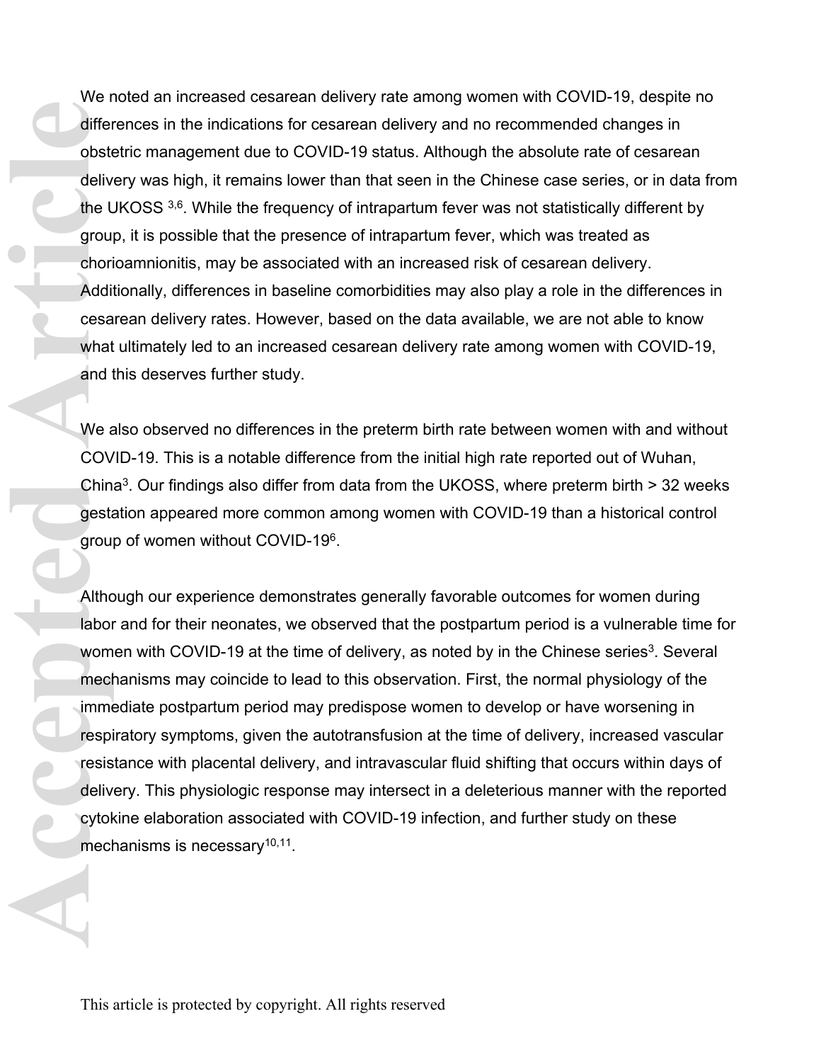We noted an increased cesarean delivery rate among women with COVID-19, despite no differences in the indications for cesarean delivery and no recommended changes in obstetric management due to COVID-19 status. Although the absolute rate of cesarean delivery was high, it remains lower than that seen in the Chinese case series, or in data from the UKOSS [3,6]. While the frequency of intrapartum fever was not statistically different by group, it is possible that the presence of intrapartum fever, which was treated as chorioamnionitis, may be associated with an increased risk of cesarean delivery. Additionally, differences in baseline comorbidities may also play a role in the differences in cesarean delivery rates. However, based on the data available, we are not able to know what ultimately led to an increased cesarean delivery rate among women with COVID-19, and this deserves further study.

We also observed no differences in the preterm birth rate between women with and without COVID-19. This is a notable difference from the initial high rate reported out of Wuhan, China[3]. Our findings also differ from data from the UKOSS, where preterm birth > 32 weeks gestation appeared more common among women with COVID-19 than a historical control group of women without COVID-19[6].

Although our experience demonstrates generally favorable outcomes for women during labor and for their neonates, we observed that the postpartum period is a vulnerable time for women with COVID-19 at the time of delivery, as noted by in the Chinese series[3]. Several mechanisms may coincide to lead to this observation. First, the normal physiology of the immediate postpartum period may predispose women to develop or have worsening in respiratory symptoms, given the autotransfusion at the time of delivery, increased vascular resistance with placental delivery, and intravascular fluid shifting that occurs within days of delivery. This physiologic response may intersect in a deleterious manner with the reported cytokine elaboration associated with COVID-19 infection, and further study on these mechanisms is necessary[10,11].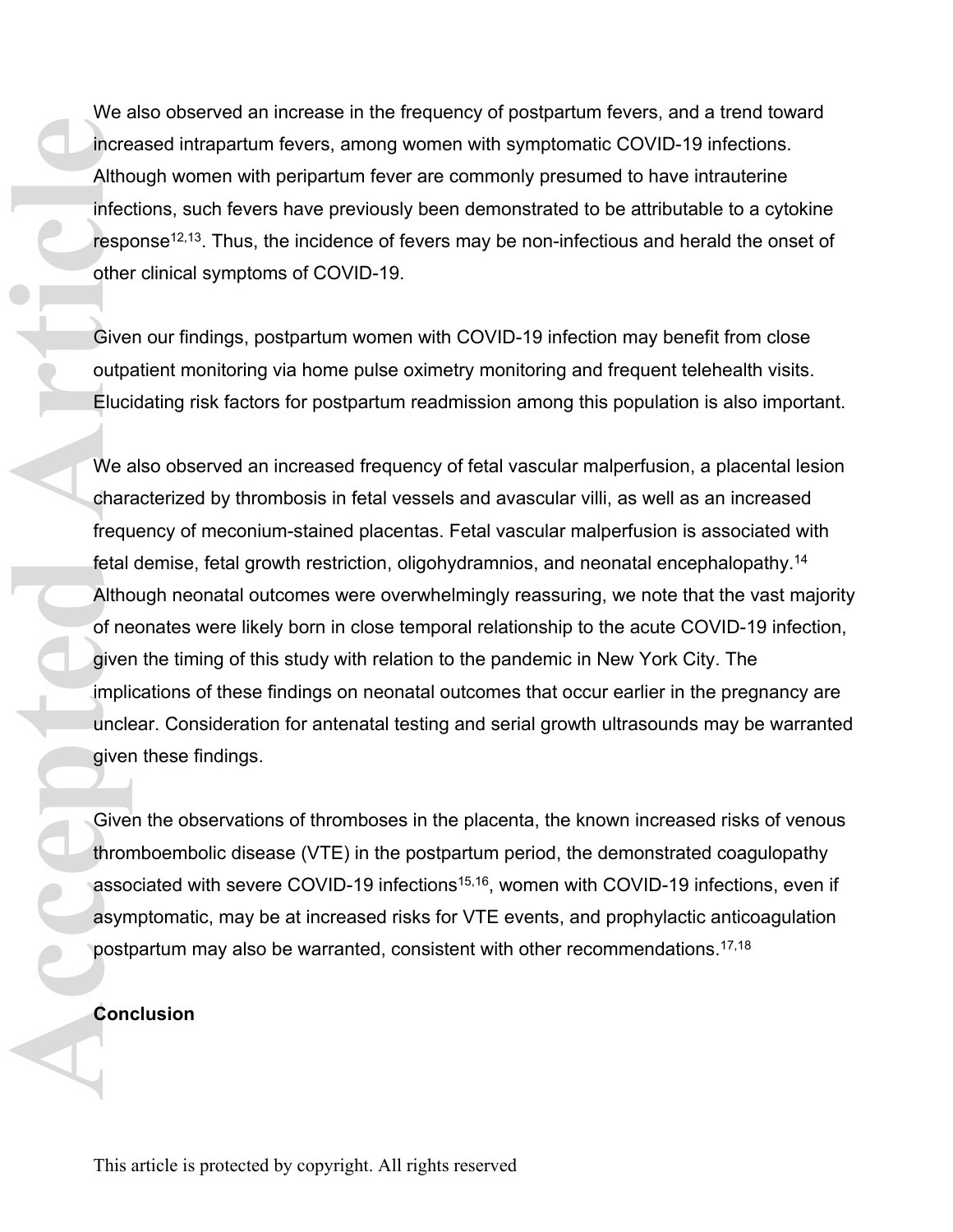We also observed an increase in the frequency of postpartum fevers, and a trend toward increased intrapartum fevers, among women with symptomatic COVID-19 infections. Although women with peripartum fever are commonly presumed to have intrauterine infections, such fevers have previously been demonstrated to be attributable to a cytokine response[12,13]. Thus, the incidence of fevers may be non-infectious and herald the onset of other clinical symptoms of COVID-19.

Given our findings, postpartum women with COVID-19 infection may benefit from close outpatient monitoring via home pulse oximetry monitoring and frequent telehealth visits. Elucidating risk factors for postpartum readmission among this population is also important.

We also observed an increased frequency of fetal vascular malperfusion, a placental lesion characterized by thrombosis in fetal vessels and avascular villi, as well as an increased frequency of meconium-stained placentas. Fetal vascular malperfusion is associated with fetal demise, fetal growth restriction, oligohydramnios, and neonatal encephalopathy.[14] Although neonatal outcomes were overwhelmingly reassuring, we note that the vast majority of neonates were likely born in close temporal relationship to the acute COVID-19 infection, given the timing of this study with relation to the pandemic in New York City. The implications of these findings on neonatal outcomes that occur earlier in the pregnancy are unclear. Consideration for antenatal testing and serial growth ultrasounds may be warranted given these findings.

Given the observations of thromboses in the placenta, the known increased risks of venous thromboembolic disease (VTE) in the postpartum period, the demonstrated coagulopathy associated with severe COVID-19 infections[15,16], women with COVID-19 infections, even if asymptomatic, may be at increased risks for VTE events, and prophylactic anticoagulation postpartum may also be warranted, consistent with other recommendations.[17,18]

## Conclusion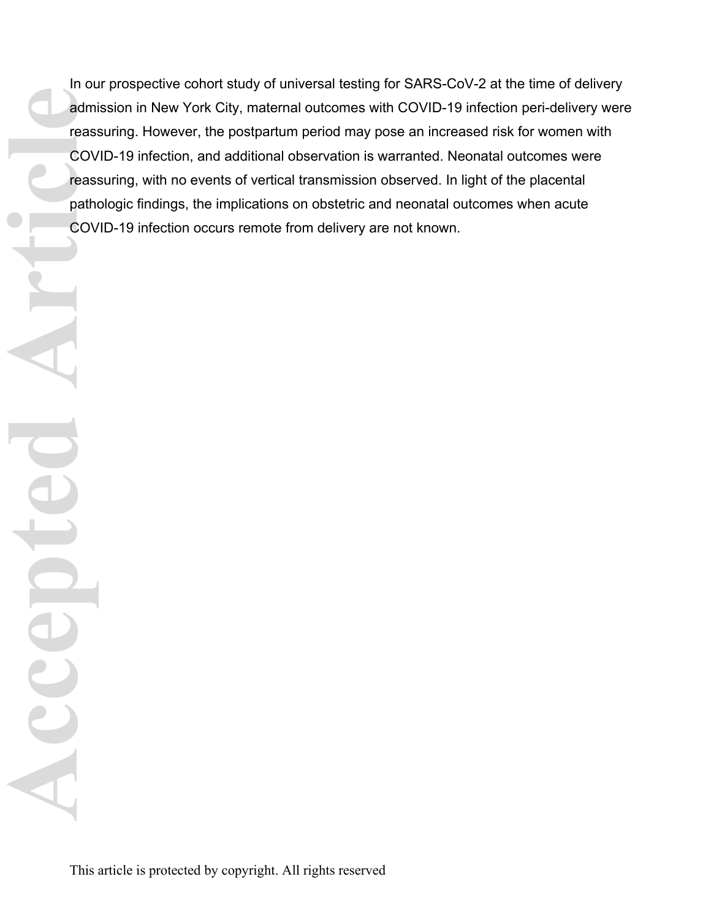In our prospective cohort study of universal testing for SARS-CoV-2 at the time of delivery admission in New York City, maternal outcomes with COVID-19 infection peri-delivery were reassuring. However, the postpartum period may pose an increased risk for women with COVID-19 infection, and additional observation is warranted. Neonatal outcomes were reassuring, with no events of vertical transmission observed. In light of the placental pathologic findings, the implications on obstetric and neonatal outcomes when acute COVID-19 infection occurs remote from delivery are not known.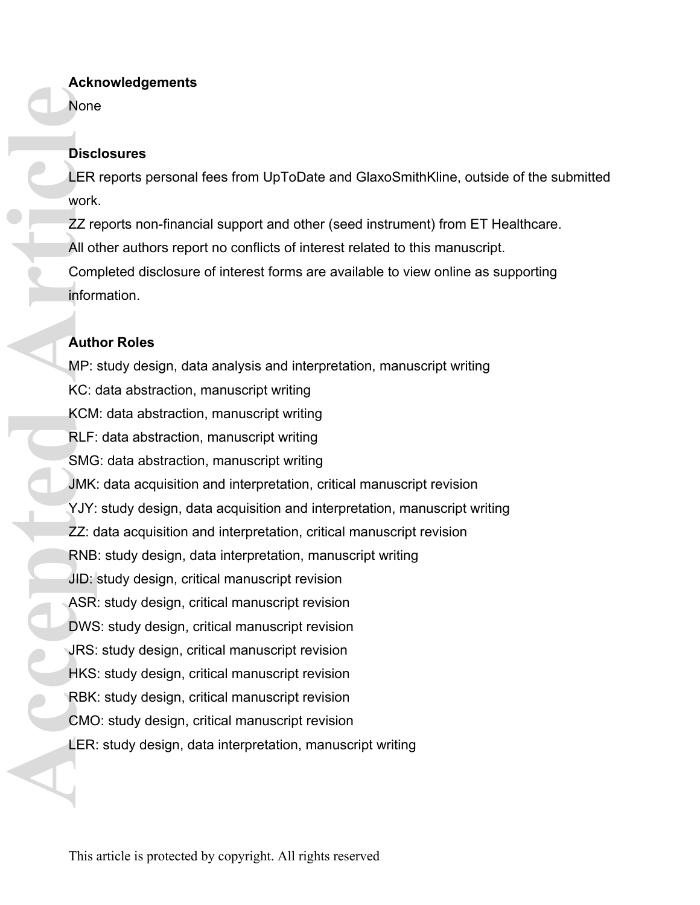## Acknowledgements

None

## Disclosures

LER reports personal fees from UpToDate and GlaxoSmithKline, outside of the submitted work.

ZZ reports non-financial support and other (seed instrument) from ET Healthcare.

All other authors report no conflicts of interest related to this manuscript.

Completed disclosure of interest forms are available to view online as supporting information.

## Author Roles

MP: study design, data analysis and interpretation, manuscript writing

KC: data abstraction, manuscript writing

KCM: data abstraction, manuscript writing

RLF: data abstraction, manuscript writing

SMG: data abstraction, manuscript writing

JMK: data acquisition and interpretation, critical manuscript revision

YJY: study design, data acquisition and interpretation, manuscript writing

ZZ: data acquisition and interpretation, critical manuscript revision

RNB: study design, data interpretation, manuscript writing

JID: study design, critical manuscript revision

ASR: study design, critical manuscript revision

DWS: study design, critical manuscript revision

JRS: study design, critical manuscript revision

HKS: study design, critical manuscript revision

RBK: study design, critical manuscript revision

CMO: study design, critical manuscript revision

LER: study design, data interpretation, manuscript writing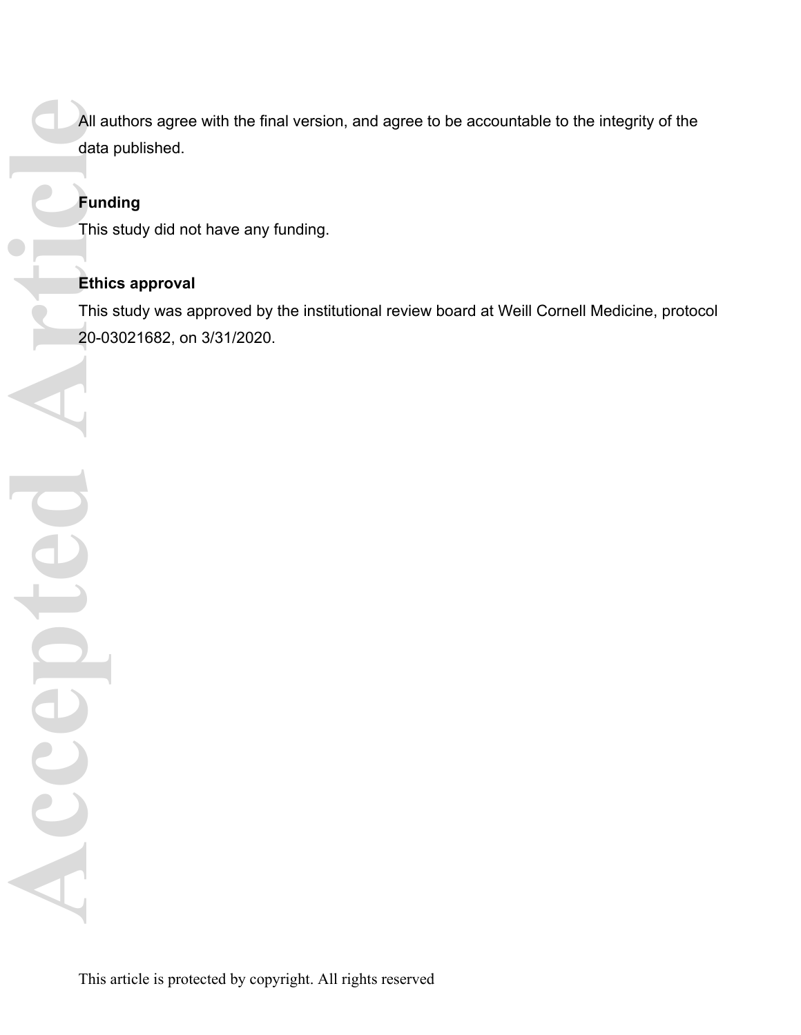All authors agree with the final version, and agree to be accountable to the integrity of the data published.

## Funding

This study did not have any funding.

## Ethics approval

This study was approved by the institutional review board at Weill Cornell Medicine, protocol 20-03021682, on 3/31/2020.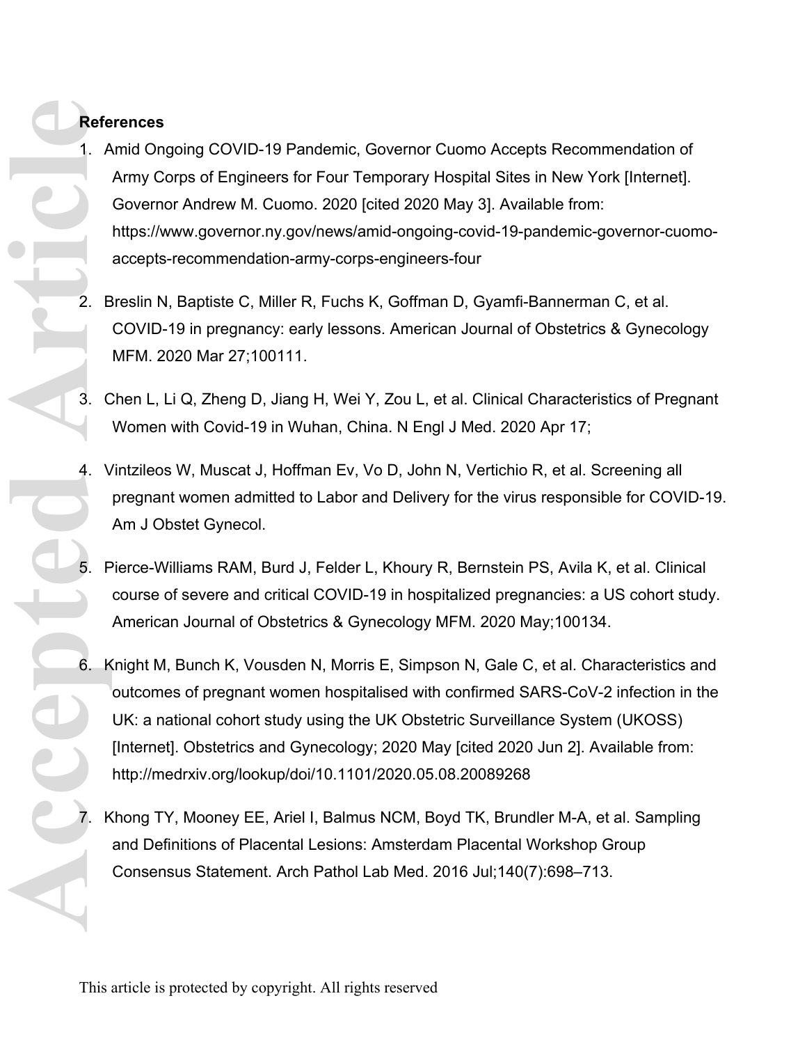**References**

1. Amid Ongoing COVID-19 Pandemic, Governor Cuomo Accepts Recommendation of Army Corps of Engineers for Four Temporary Hospital Sites in New York [Internet]. Governor Andrew M. Cuomo. 2020 [cited 2020 May 3]. Available from: https://www.governor.ny.gov/news/amid-ongoing-covid-19-pandemic-governor-cuomo-accepts-recommendation-army-corps-engineers-four

2. Breslin N, Baptiste C, Miller R, Fuchs K, Goffman D, Gyamfi-Bannerman C, et al. COVID-19 in pregnancy: early lessons. American Journal of Obstetrics & Gynecology MFM. 2020 Mar 27;100111.

3. Chen L, Li Q, Zheng D, Jiang H, Wei Y, Zou L, et al. Clinical Characteristics of Pregnant Women with Covid-19 in Wuhan, China. N Engl J Med. 2020 Apr 17;

4. Vintzileos W, Muscat J, Hoffman Ev, Vo D, John N, Vertichio R, et al. Screening all pregnant women admitted to Labor and Delivery for the virus responsible for COVID-19. Am J Obstet Gynecol.

5. Pierce-Williams RAM, Burd J, Felder L, Khoury R, Bernstein PS, Avila K, et al. Clinical course of severe and critical COVID-19 in hospitalized pregnancies: a US cohort study. American Journal of Obstetrics & Gynecology MFM. 2020 May;100134.

6. Knight M, Bunch K, Vousden N, Morris E, Simpson N, Gale C, et al. Characteristics and outcomes of pregnant women hospitalised with confirmed SARS-CoV-2 infection in the UK: a national cohort study using the UK Obstetric Surveillance System (UKOSS) [Internet]. Obstetrics and Gynecology; 2020 May [cited 2020 Jun 2]. Available from: http://medrxiv.org/lookup/doi/10.1101/2020.05.08.20089268

7. Khong TY, Mooney EE, Ariel I, Balmus NCM, Boyd TK, Brundler M-A, et al. Sampling and Definitions of Placental Lesions: Amsterdam Placental Workshop Group Consensus Statement. Arch Pathol Lab Med. 2016 Jul;140(7):698–713.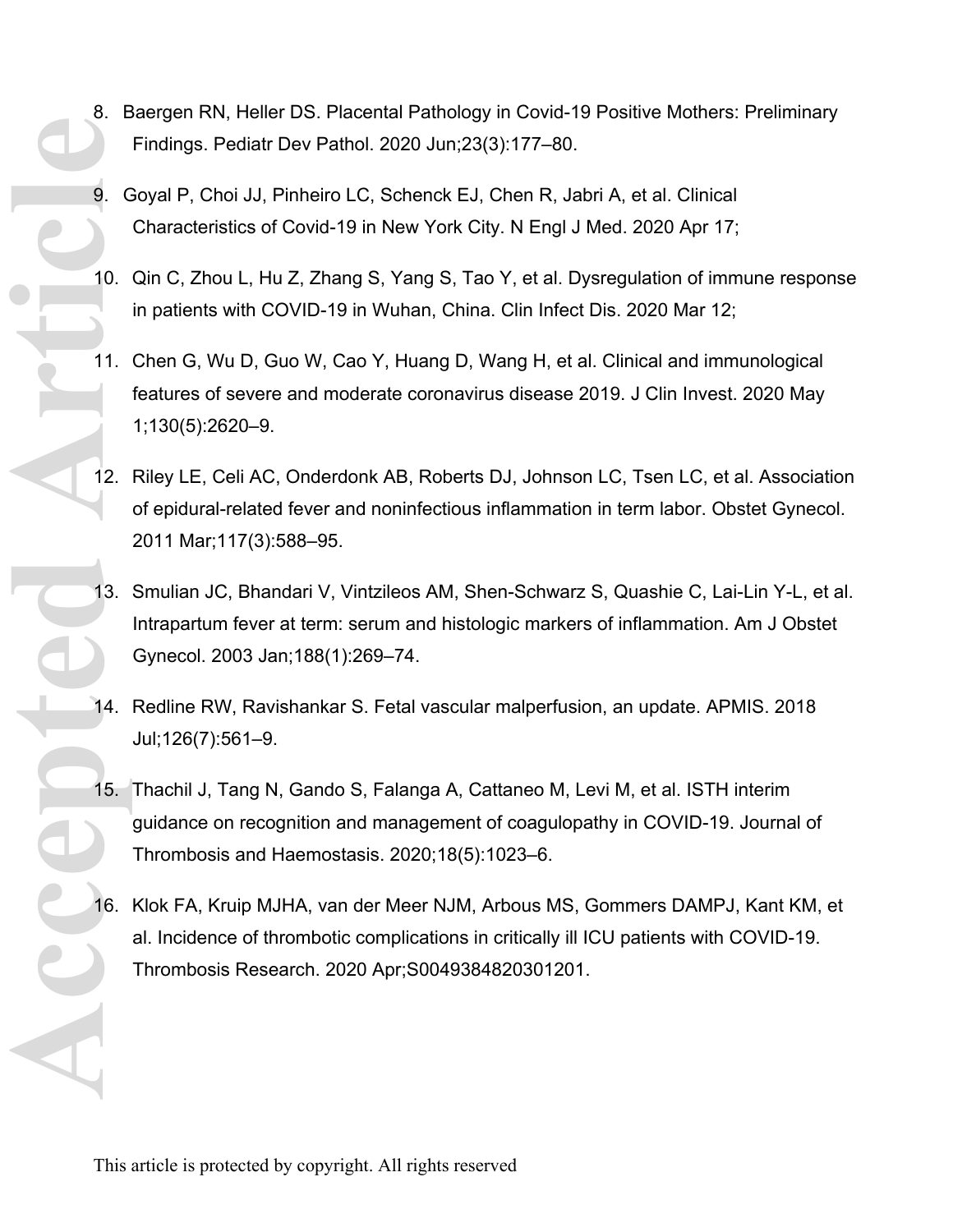8. Baergen RN, Heller DS. Placental Pathology in Covid-19 Positive Mothers: Preliminary Findings. Pediatr Dev Pathol. 2020 Jun;23(3):177–80.

9. Goyal P, Choi JJ, Pinheiro LC, Schenck EJ, Chen R, Jabri A, et al. Clinical Characteristics of Covid-19 in New York City. N Engl J Med. 2020 Apr 17;

10. Qin C, Zhou L, Hu Z, Zhang S, Yang S, Tao Y, et al. Dysregulation of immune response in patients with COVID-19 in Wuhan, China. Clin Infect Dis. 2020 Mar 12;

11. Chen G, Wu D, Guo W, Cao Y, Huang D, Wang H, et al. Clinical and immunological features of severe and moderate coronavirus disease 2019. J Clin Invest. 2020 May 1;130(5):2620–9.

12. Riley LE, Celi AC, Onderdonk AB, Roberts DJ, Johnson LC, Tsen LC, et al. Association of epidural-related fever and noninfectious inflammation in term labor. Obstet Gynecol. 2011 Mar;117(3):588–95.

13. Smulian JC, Bhandari V, Vintzileos AM, Shen-Schwarz S, Quashie C, Lai-Lin Y-L, et al. Intrapartum fever at term: serum and histologic markers of inflammation. Am J Obstet Gynecol. 2003 Jan;188(1):269–74.

14. Redline RW, Ravishankar S. Fetal vascular malperfusion, an update. APMIS. 2018 Jul;126(7):561–9.

15. Thachil J, Tang N, Gando S, Falanga A, Cattaneo M, Levi M, et al. ISTH interim guidance on recognition and management of coagulopathy in COVID-19. Journal of Thrombosis and Haemostasis. 2020;18(5):1023–6.

16. Klok FA, Kruip MJHA, van der Meer NJM, Arbous MS, Gommers DAMPJ, Kant KM, et al. Incidence of thrombotic complications in critically ill ICU patients with COVID-19. Thrombosis Research. 2020 Apr;S0049384820301201.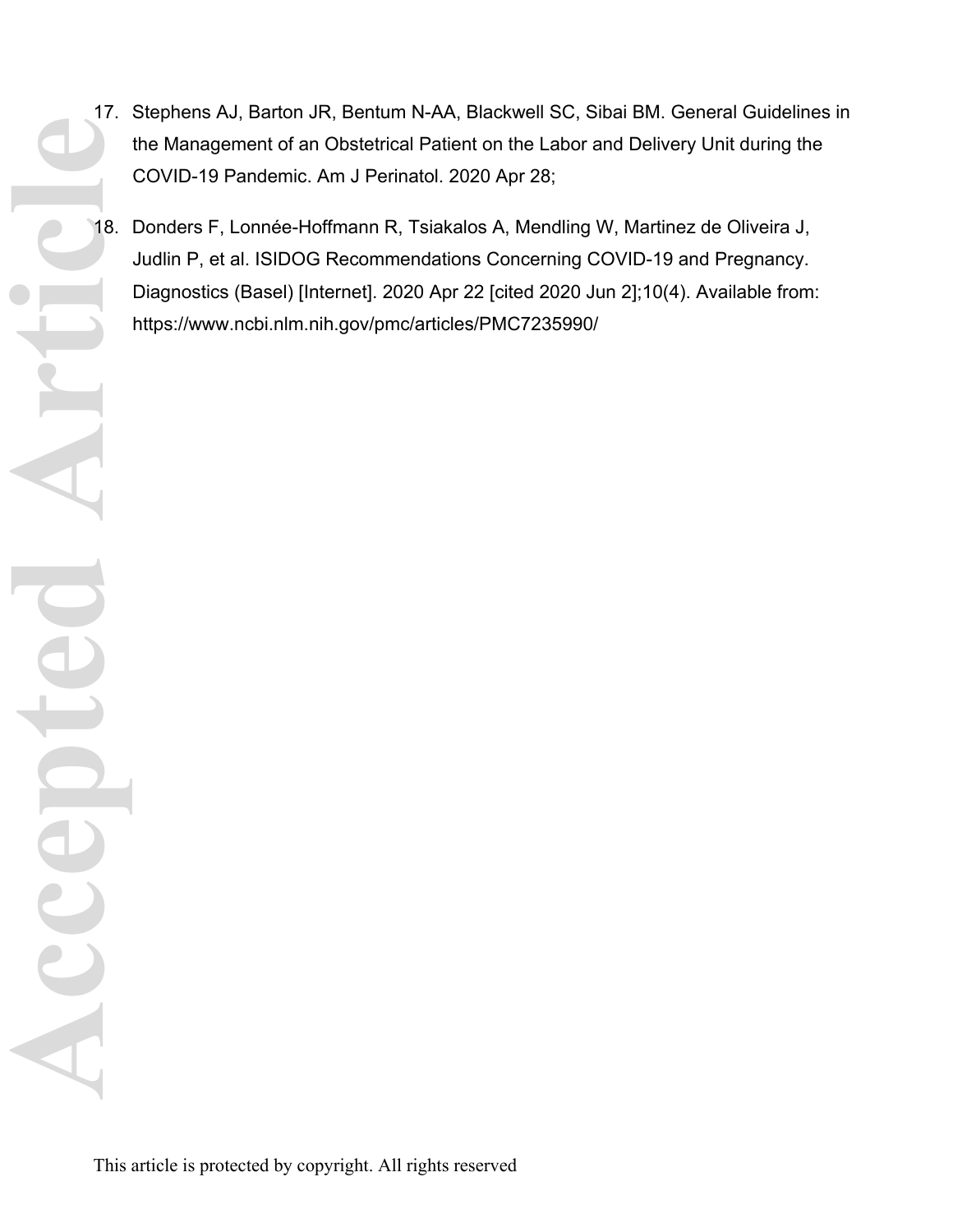17. Stephens AJ, Barton JR, Bentum N-AA, Blackwell SC, Sibai BM. General Guidelines in the Management of an Obstetrical Patient on the Labor and Delivery Unit during the COVID-19 Pandemic. Am J Perinatol. 2020 Apr 28;

18. Donders F, Lonnée-Hoffmann R, Tsiakalos A, Mendling W, Martinez de Oliveira J, Judlin P, et al. ISIDOG Recommendations Concerning COVID-19 and Pregnancy. Diagnostics (Basel) [Internet]. 2020 Apr 22 [cited 2020 Jun 2];10(4). Available from: https://www.ncbi.nlm.nih.gov/pmc/articles/PMC7235990/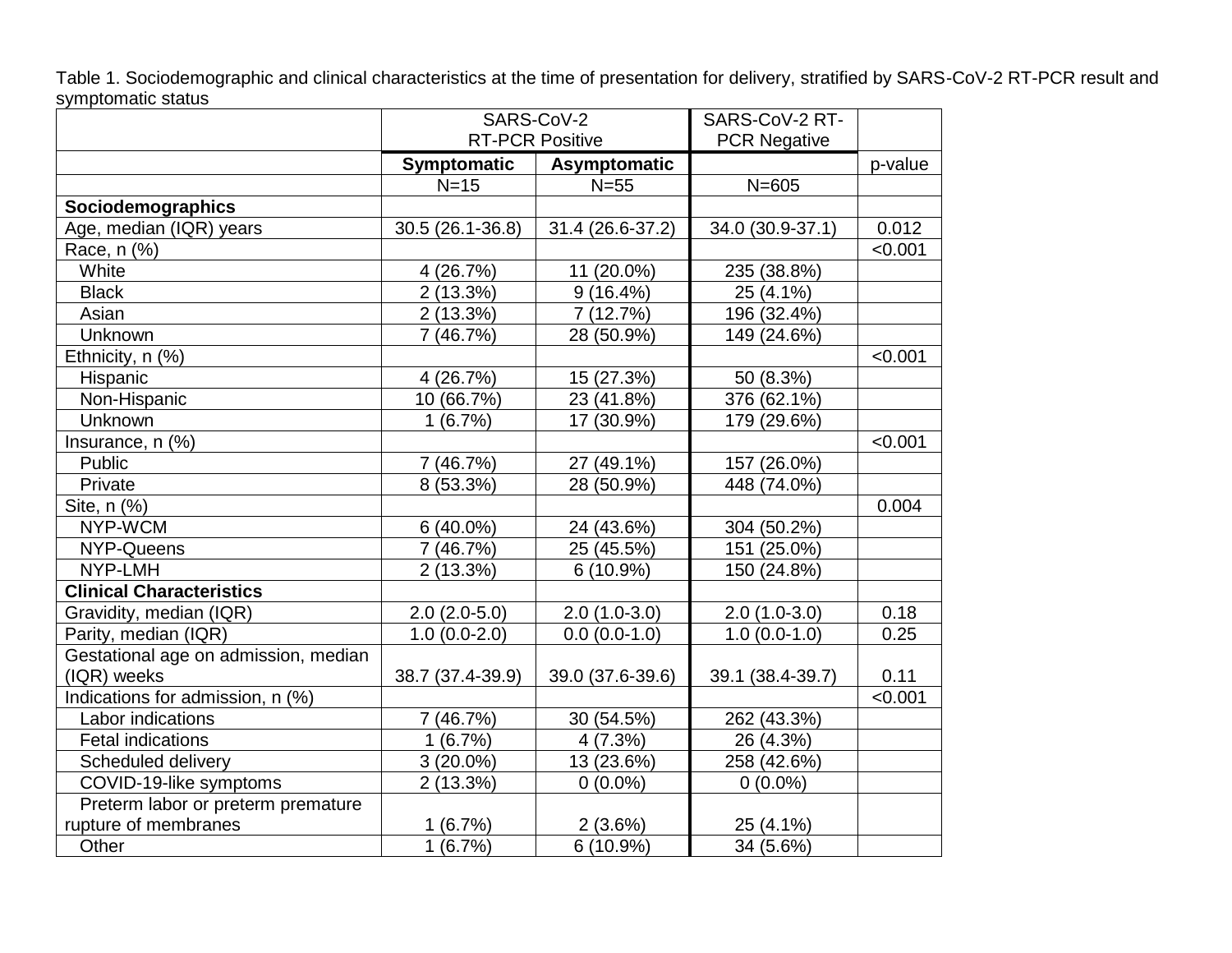Table 1. Sociodemographic and clinical characteristics at the time of presentation for delivery, stratified by SARS-CoV-2 RT-PCR result and symptomatic status

| | SARS-CoV-2 RT-PCR Positive | | SARS-CoV-2 RT-PCR Negative | |
|---|---|---|---|---|
| | **Symptomatic** | **Asymptomatic** | | p-value |
| | N=15 | N=55 | N=605 | |
| **Sociodemographics** | | | | |
| Age, median (IQR) years | 30.5 (26.1-36.8) | 31.4 (26.6-37.2) | 34.0 (30.9-37.1) | 0.012 |
| Race, n (%) | | | | <0.001 |
| White | 4 (26.7%) | 11 (20.0%) | 235 (38.8%) | |
| Black | 2 (13.3%) | 9 (16.4%) | 25 (4.1%) | |
| Asian | 2 (13.3%) | 7 (12.7%) | 196 (32.4%) | |
| Unknown | 7 (46.7%) | 28 (50.9%) | 149 (24.6%) | |
| Ethnicity, n (%) | | | | <0.001 |
| Hispanic | 4 (26.7%) | 15 (27.3%) | 50 (8.3%) | |
| Non-Hispanic | 10 (66.7%) | 23 (41.8%) | 376 (62.1%) | |
| Unknown | 1 (6.7%) | 17 (30.9%) | 179 (29.6%) | |
| Insurance, n (%) | | | | <0.001 |
| Public | 7 (46.7%) | 27 (49.1%) | 157 (26.0%) | |
| Private | 8 (53.3%) | 28 (50.9%) | 448 (74.0%) | |
| Site, n (%) | | | | 0.004 |
| NYP-WCM | 6 (40.0%) | 24 (43.6%) | 304 (50.2%) | |
| NYP-Queens | 7 (46.7%) | 25 (45.5%) | 151 (25.0%) | |
| NYP-LMH | 2 (13.3%) | 6 (10.9%) | 150 (24.8%) | |
| **Clinical Characteristics** | | | | |
| Gravidity, median (IQR) | 2.0 (2.0-5.0) | 2.0 (1.0-3.0) | 2.0 (1.0-3.0) | 0.18 |
| Parity, median (IQR) | 1.0 (0.0-2.0) | 0.0 (0.0-1.0) | 1.0 (0.0-1.0) | 0.25 |
| Gestational age on admission, median (IQR) weeks | 38.7 (37.4-39.9) | 39.0 (37.6-39.6) | 39.1 (38.4-39.7) | 0.11 |
| Indications for admission, n (%) | | | | <0.001 |
| Labor indications | 7 (46.7%) | 30 (54.5%) | 262 (43.3%) | |
| Fetal indications | 1 (6.7%) | 4 (7.3%) | 26 (4.3%) | |
| Scheduled delivery | 3 (20.0%) | 13 (23.6%) | 258 (42.6%) | |
| COVID-19-like symptoms | 2 (13.3%) | 0 (0.0%) | 0 (0.0%) | |
| Preterm labor or preterm premature rupture of membranes | 1 (6.7%) | 2 (3.6%) | 25 (4.1%) | |
| Other | 1 (6.7%) | 6 (10.9%) | 34 (5.6%) | |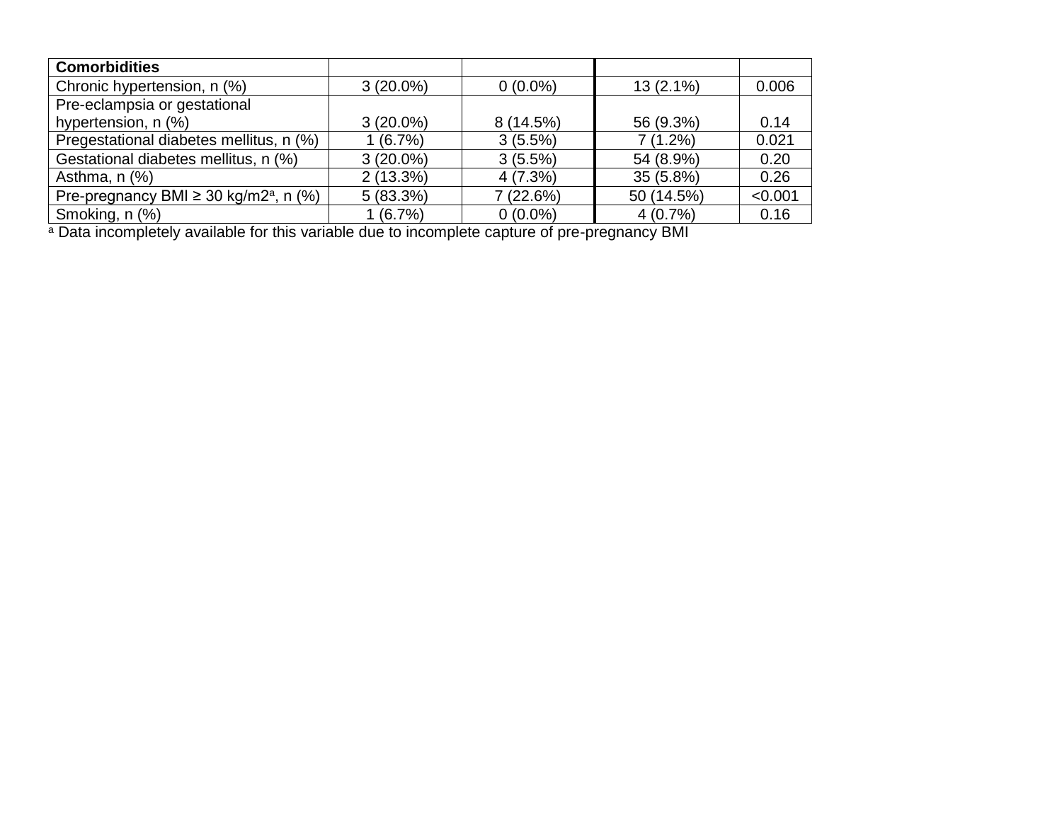| Comorbidities | | | | |
|---|---|---|---|---|
| Chronic hypertension, n (%) | 3 (20.0%) | 0 (0.0%) | 13 (2.1%) | 0.006 |
| Pre-eclampsia or gestational hypertension, n (%) | 3 (20.0%) | 8 (14.5%) | 56 (9.3%) | 0.14 |
| Pregestational diabetes mellitus, n (%) | 1 (6.7%) | 3 (5.5%) | 7 (1.2%) | 0.021 |
| Gestational diabetes mellitus, n (%) | 3 (20.0%) | 3 (5.5%) | 54 (8.9%) | 0.20 |
| Asthma, n (%) | 2 (13.3%) | 4 (7.3%) | 35 (5.8%) | 0.26 |
| Pre-pregnancy BMI ≥ 30 kg/m2[a], n (%) | 5 (83.3%) | 7 (22.6%) | 50 (14.5%) | <0.001 |
| Smoking, n (%) | 1 (6.7%) | 0 (0.0%) | 4 (0.7%) | 0.16 |

[a] Data incompletely available for this variable due to incomplete capture of pre-pregnancy BMI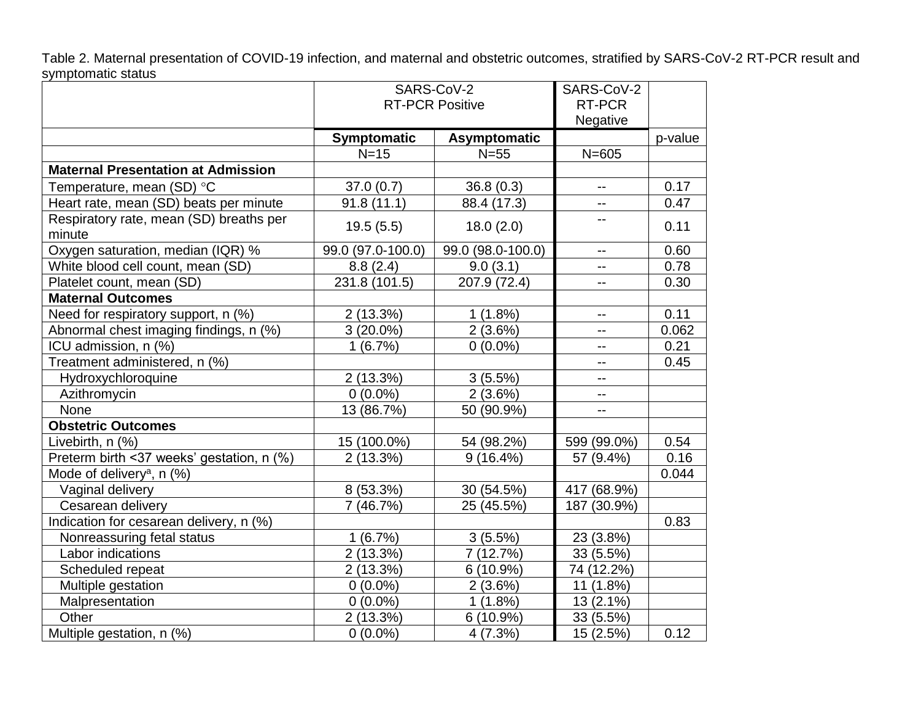Table 2. Maternal presentation of COVID-19 infection, and maternal and obstetric outcomes, stratified by SARS-CoV-2 RT-PCR result and symptomatic status

| | SARS-CoV-2 RT-PCR Positive | | SARS-CoV-2 RT-PCR Negative | |
|---|---|---|---|---|
| | **Symptomatic** | **Asymptomatic** | | p-value |
| | N=15 | N=55 | N=605 | |
| **Maternal Presentation at Admission** | | | | |
| Temperature, mean (SD) °C | 37.0 (0.7) | 36.8 (0.3) | -- | 0.17 |
| Heart rate, mean (SD) beats per minute | 91.8 (11.1) | 88.4 (17.3) | -- | 0.47 |
| Respiratory rate, mean (SD) breaths per minute | 19.5 (5.5) | 18.0 (2.0) | -- | 0.11 |
| Oxygen saturation, median (IQR) % | 99.0 (97.0-100.0) | 99.0 (98.0-100.0) | -- | 0.60 |
| White blood cell count, mean (SD) | 8.8 (2.4) | 9.0 (3.1) | -- | 0.78 |
| Platelet count, mean (SD) | 231.8 (101.5) | 207.9 (72.4) | -- | 0.30 |
| **Maternal Outcomes** | | | | |
| Need for respiratory support, n (%) | 2 (13.3%) | 1 (1.8%) | -- | 0.11 |
| Abnormal chest imaging findings, n (%) | 3 (20.0%) | 2 (3.6%) | -- | 0.062 |
| ICU admission, n (%) | 1 (6.7%) | 0 (0.0%) | -- | 0.21 |
| Treatment administered, n (%) | | | -- | 0.45 |
| Hydroxychloroquine | 2 (13.3%) | 3 (5.5%) | -- | |
| Azithromycin | 0 (0.0%) | 2 (3.6%) | -- | |
| None | 13 (86.7%) | 50 (90.9%) | -- | |
| **Obstetric Outcomes** | | | | |
| Livebirth, n (%) | 15 (100.0%) | 54 (98.2%) | 599 (99.0%) | 0.54 |
| Preterm birth <37 weeks' gestation, n (%) | 2 (13.3%) | 9 (16.4%) | 57 (9.4%) | 0.16 |
| Mode of delivery[a], n (%) | | | | 0.044 |
| Vaginal delivery | 8 (53.3%) | 30 (54.5%) | 417 (68.9%) | |
| Cesarean delivery | 7 (46.7%) | 25 (45.5%) | 187 (30.9%) | |
| Indication for cesarean delivery, n (%) | | | | 0.83 |
| Nonreassuring fetal status | 1 (6.7%) | 3 (5.5%) | 23 (3.8%) | |
| Labor indications | 2 (13.3%) | 7 (12.7%) | 33 (5.5%) | |
| Scheduled repeat | 2 (13.3%) | 6 (10.9%) | 74 (12.2%) | |
| Multiple gestation | 0 (0.0%) | 2 (3.6%) | 11 (1.8%) | |
| Malpresentation | 0 (0.0%) | 1 (1.8%) | 13 (2.1%) | |
| Other | 2 (13.3%) | 6 (10.9%) | 33 (5.5%) | |
| Multiple gestation, n (%) | 0 (0.0%) | 4 (7.3%) | 15 (2.5%) | 0.12 |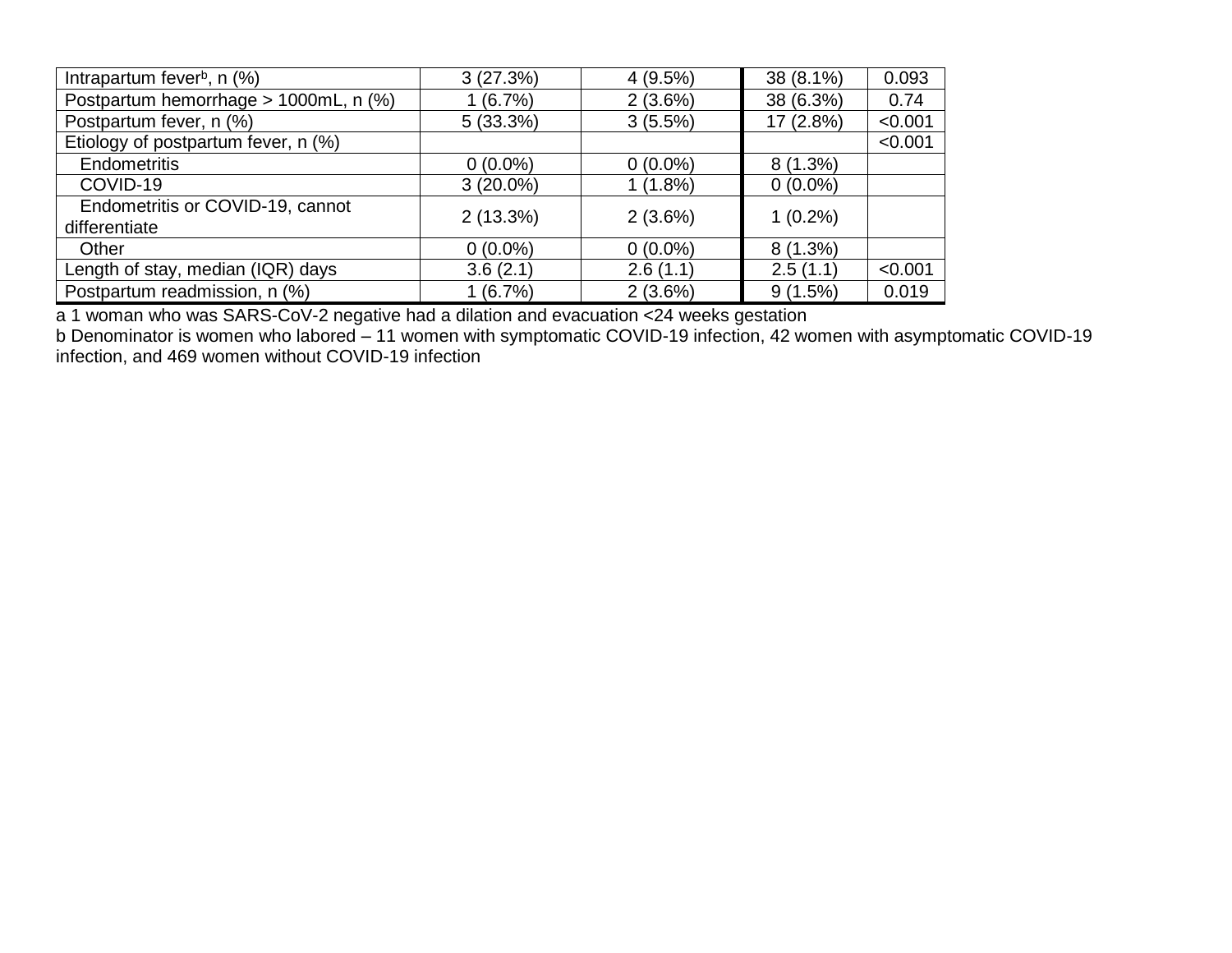| | | | | |
|---|---|---|---|---|
| Intrapartum fever[b], n (%) | 3 (27.3%) | 4 (9.5%) | 38 (8.1%) | 0.093 |
| Postpartum hemorrhage > 1000mL, n (%) | 1 (6.7%) | 2 (3.6%) | 38 (6.3%) | 0.74 |
| Postpartum fever, n (%) | 5 (33.3%) | 3 (5.5%) | 17 (2.8%) | <0.001 |
| Etiology of postpartum fever, n (%) | | | | <0.001 |
| Endometritis | 0 (0.0%) | 0 (0.0%) | 8 (1.3%) | |
| COVID-19 | 3 (20.0%) | 1 (1.8%) | 0 (0.0%) | |
| Endometritis or COVID-19, cannot differentiate | 2 (13.3%) | 2 (3.6%) | 1 (0.2%) | |
| Other | 0 (0.0%) | 0 (0.0%) | 8 (1.3%) | |
| Length of stay, median (IQR) days | 3.6 (2.1) | 2.6 (1.1) | 2.5 (1.1) | <0.001 |
| Postpartum readmission, n (%) | 1 (6.7%) | 2 (3.6%) | 9 (1.5%) | 0.019 |

a 1 woman who was SARS-CoV-2 negative had a dilation and evacuation <24 weeks gestation

b Denominator is women who labored – 11 women with symptomatic COVID-19 infection, 42 women with asymptomatic COVID-19 infection, and 469 women without COVID-19 infection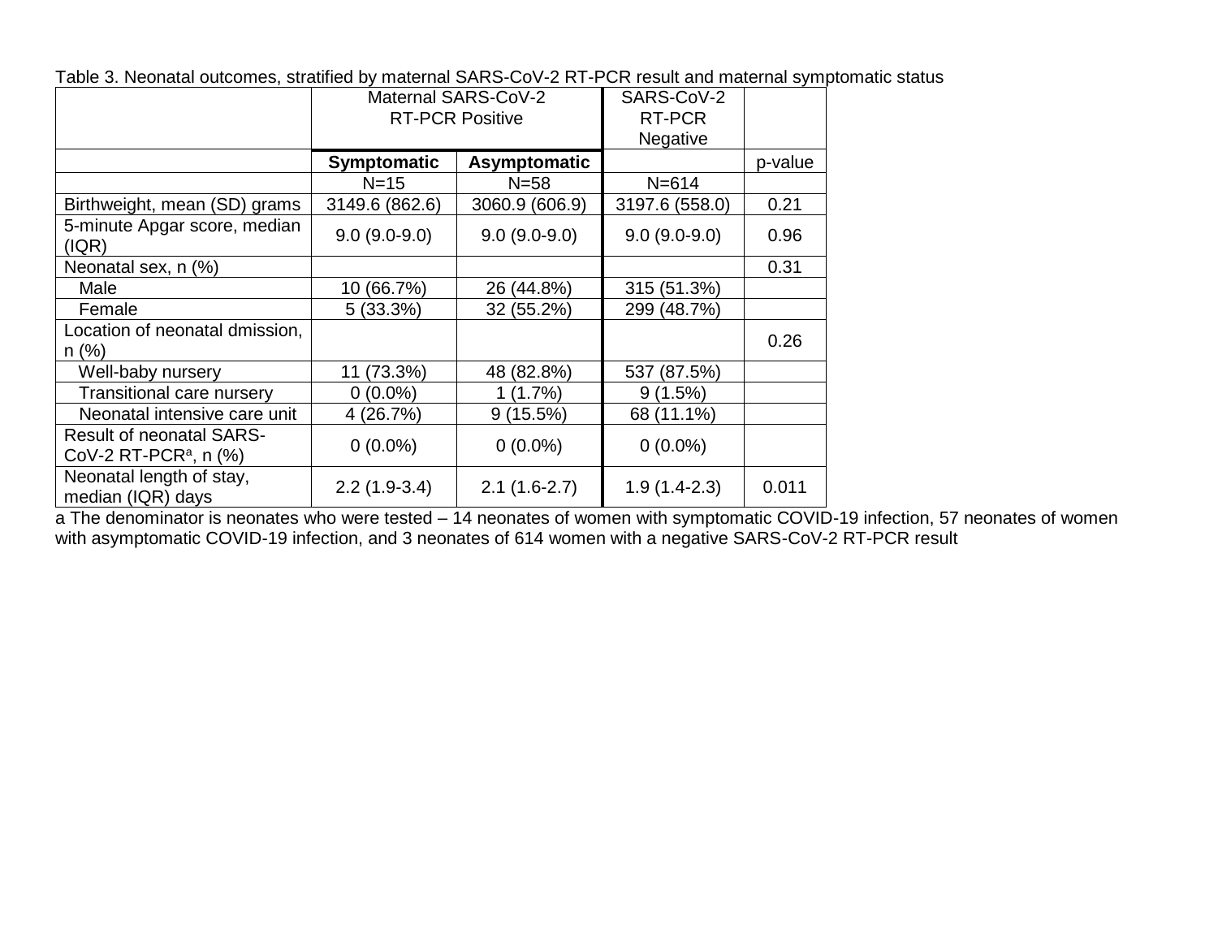Table 3. Neonatal outcomes, stratified by maternal SARS-CoV-2 RT-PCR result and maternal symptomatic status

| | Maternal SARS-CoV-2 RT-PCR Positive | | SARS-CoV-2 RT-PCR Negative | |
|---|---|---|---|---|
| | **Symptomatic** | **Asymptomatic** | | p-value |
| | N=15 | N=58 | N=614 | |
| Birthweight, mean (SD) grams | 3149.6 (862.6) | 3060.9 (606.9) | 3197.6 (558.0) | 0.21 |
| 5-minute Apgar score, median (IQR) | 9.0 (9.0-9.0) | 9.0 (9.0-9.0) | 9.0 (9.0-9.0) | 0.96 |
| Neonatal sex, n (%) | | | | 0.31 |
| Male | 10 (66.7%) | 26 (44.8%) | 315 (51.3%) | |
| Female | 5 (33.3%) | 32 (55.2%) | 299 (48.7%) | |
| Location of neonatal dmission, n (%) | | | | 0.26 |
| Well-baby nursery | 11 (73.3%) | 48 (82.8%) | 537 (87.5%) | |
| Transitional care nursery | 0 (0.0%) | 1 (1.7%) | 9 (1.5%) | |
| Neonatal intensive care unit | 4 (26.7%) | 9 (15.5%) | 68 (11.1%) | |
| Result of neonatal SARS-CoV-2 RT-PCR[a], n (%) | 0 (0.0%) | 0 (0.0%) | 0 (0.0%) | |
| Neonatal length of stay, median (IQR) days | 2.2 (1.9-3.4) | 2.1 (1.6-2.7) | 1.9 (1.4-2.3) | 0.011 |

a The denominator is neonates who were tested – 14 neonates of women with symptomatic COVID-19 infection, 57 neonates of women with asymptomatic COVID-19 infection, and 3 neonates of 614 women with a negative SARS-CoV-2 RT-PCR result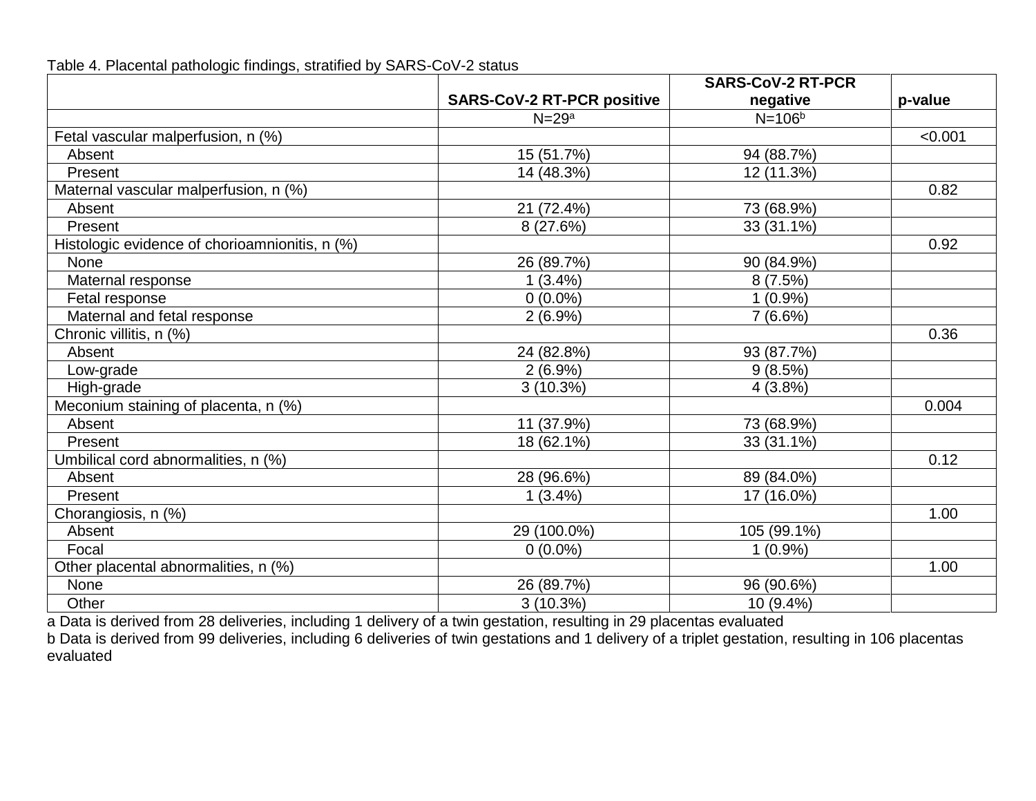Table 4. Placental pathologic findings, stratified by SARS-CoV-2 status

| | SARS-CoV-2 RT-PCR positive | SARS-CoV-2 RT-PCR negative | p-value |
|---|---|---|---|
| | N=29[a] | N=106[b] | |
| Fetal vascular malperfusion, n (%) | | | <0.001 |
| Absent | 15 (51.7%) | 94 (88.7%) | |
| Present | 14 (48.3%) | 12 (11.3%) | |
| Maternal vascular malperfusion, n (%) | | | 0.82 |
| Absent | 21 (72.4%) | 73 (68.9%) | |
| Present | 8 (27.6%) | 33 (31.1%) | |
| Histologic evidence of chorioamnionitis, n (%) | | | 0.92 |
| None | 26 (89.7%) | 90 (84.9%) | |
| Maternal response | 1 (3.4%) | 8 (7.5%) | |
| Fetal response | 0 (0.0%) | 1 (0.9%) | |
| Maternal and fetal response | 2 (6.9%) | 7 (6.6%) | |
| Chronic villitis, n (%) | | | 0.36 |
| Absent | 24 (82.8%) | 93 (87.7%) | |
| Low-grade | 2 (6.9%) | 9 (8.5%) | |
| High-grade | 3 (10.3%) | 4 (3.8%) | |
| Meconium staining of placenta, n (%) | | | 0.004 |
| Absent | 11 (37.9%) | 73 (68.9%) | |
| Present | 18 (62.1%) | 33 (31.1%) | |
| Umbilical cord abnormalities, n (%) | | | 0.12 |
| Absent | 28 (96.6%) | 89 (84.0%) | |
| Present | 1 (3.4%) | 17 (16.0%) | |
| Chorangiosis, n (%) | | | 1.00 |
| Absent | 29 (100.0%) | 105 (99.1%) | |
| Focal | 0 (0.0%) | 1 (0.9%) | |
| Other placental abnormalities, n (%) | | | 1.00 |
| None | 26 (89.7%) | 96 (90.6%) | |
| Other | 3 (10.3%) | 10 (9.4%) | |

a Data is derived from 28 deliveries, including 1 delivery of a twin gestation, resulting in 29 placentas evaluated

b Data is derived from 99 deliveries, including 6 deliveries of twin gestations and 1 delivery of a triplet gestation, resulting in 106 placentas evaluated